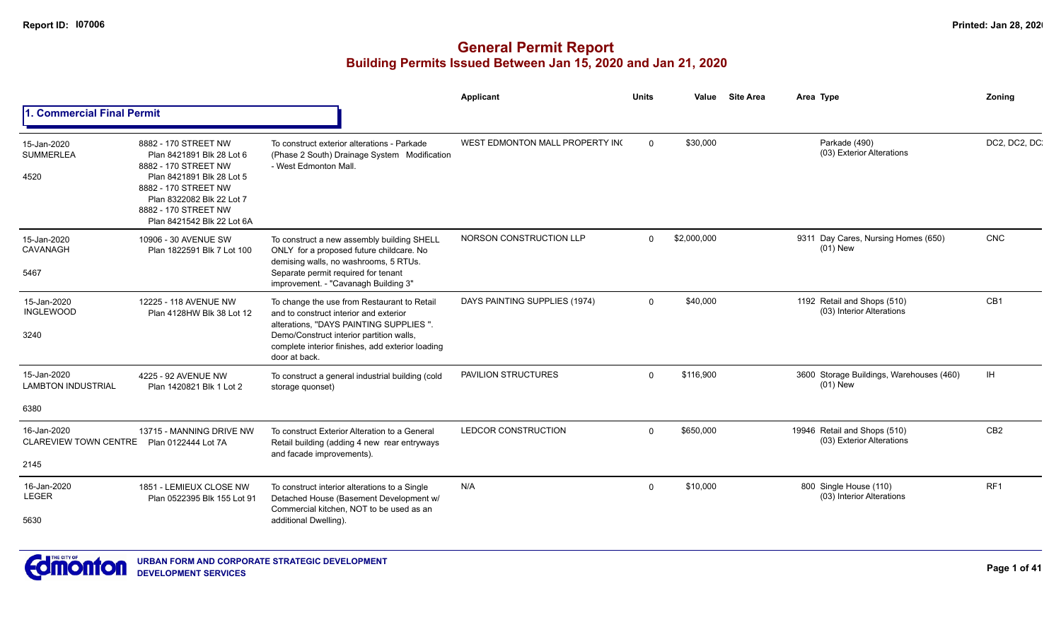# General Permit Report

## Building Permits Issued Between Jan 15, 2020 and Jan 21, 2020

Report ID: I07006

Printed: Jan 28, 2020

### 1. Commercial Final Permit

| Date / Neighbourhood | Address / Legal | Description | Applicant | Units | Value | Site Area | Area | Type | Zoning |
|---|---|---|---|---|---|---|---|---|---|
| 15-Jan-2020 SUMMERLEA 4520 | 8882 - 170 STREET NW Plan 8421891 Blk 28 Lot 6; 8882 - 170 STREET NW Plan 8421891 Blk 28 Lot 5; 8882 - 170 STREET NW Plan 8322082 Blk 22 Lot 7; 8882 - 170 STREET NW Plan 8421542 Blk 22 Lot 6A | To construct exterior alterations - Parkade (Phase 2 South) Drainage System Modification - West Edmonton Mall. | WEST EDMONTON MALL PROPERTY INC | 0 | $30,000 | | | Parkade (490) (03) Exterior Alterations | DC2, DC2, DC2 |
| 15-Jan-2020 CAVANAGH 5467 | 10906 - 30 AVENUE SW Plan 1822591 Blk 7 Lot 100 | To construct a new assembly building SHELL ONLY for a proposed future childcare. No demising walls, no washrooms, 5 RTUs. Separate permit required for tenant improvement. - "Cavanagh Building 3" | NORSON CONSTRUCTION LLP | 0 | $2,000,000 | | 9311 | Day Cares, Nursing Homes (650) (01) New | CNC |
| 15-Jan-2020 INGLEWOOD 3240 | 12225 - 118 AVENUE NW Plan 4128HW Blk 38 Lot 12 | To change the use from Restaurant to Retail and to construct interior and exterior alterations, "DAYS PAINTING SUPPLIES ". Demo/Construct interior partition walls, complete interior finishes, add exterior loading door at back. | DAYS PAINTING SUPPLIES (1974) | 0 | $40,000 | | 1192 | Retail and Shops (510) (03) Interior Alterations | CB1 |
| 15-Jan-2020 LAMBTON INDUSTRIAL 6380 | 4225 - 92 AVENUE NW Plan 1420821 Blk 1 Lot 2 | To construct a general industrial building (cold storage quonset) | PAVILION STRUCTURES | 0 | $116,900 | | 3600 | Storage Buildings, Warehouses (460) (01) New | IH |
| 16-Jan-2020 CLAREVIEW TOWN CENTRE 2145 | 13715 - MANNING DRIVE NW Plan 0122444 Lot 7A | To construct Exterior Alteration to a General Retail building (adding 4 new rear entryways and facade improvements). | LEDCOR CONSTRUCTION | 0 | $650,000 | | 19946 | Retail and Shops (510) (03) Exterior Alterations | CB2 |
| 16-Jan-2020 LEGER 5630 | 1851 - LEMIEUX CLOSE NW Plan 0522395 Blk 155 Lot 91 | To construct interior alterations to a Single Detached House (Basement Development w/ Commercial kitchen, NOT to be used as an additional Dwelling). | N/A | 0 | $10,000 | | 800 | Single House (110) (03) Interior Alterations | RF1 |

URBAN FORM AND CORPORATE STRATEGIC DEVELOPMENT
DEVELOPMENT SERVICES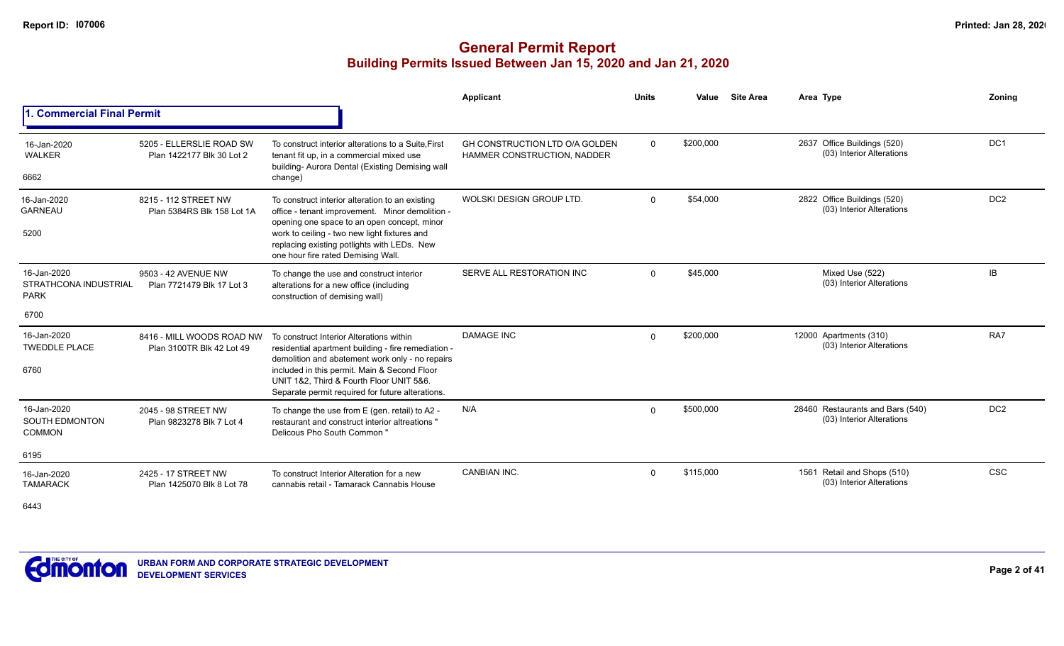# General Permit Report
## Building Permits Issued Between Jan 15, 2020 and Jan 21, 2020

### 1. Commercial Final Permit

| | | | Applicant | Units | Value | Site Area | Area Type | Zoning |
|---|---|---|---|---|---|---|---|---|
| 16-Jan-2020 WALKER 6662 | 5205 - ELLERSLIE ROAD SW Plan 1422177 Blk 30 Lot 2 | To construct interior alterations to a Suite,First tenant fit up, in a commercial mixed use building- Aurora Dental (Existing Demising wall change) | GH CONSTRUCTION LTD O/A GOLDEN HAMMER CONSTRUCTION, NADDER | 0 | $200,000 | | 2637 Office Buildings (520) (03) Interior Alterations | DC1 |
| 16-Jan-2020 GARNEAU 5200 | 8215 - 112 STREET NW Plan 5384RS Blk 158 Lot 1A | To construct interior alteration to an existing office - tenant improvement. Minor demolition - opening one space to an open concept, minor work to ceiling - two new light fixtures and replacing existing potlights with LEDs. New one hour fire rated Demising Wall. | WOLSKI DESIGN GROUP LTD. | 0 | $54,000 | | 2822 Office Buildings (520) (03) Interior Alterations | DC2 |
| 16-Jan-2020 STRATHCONA INDUSTRIAL PARK 6700 | 9503 - 42 AVENUE NW Plan 7721479 Blk 17 Lot 3 | To change the use and construct interior alterations for a new office (including construction of demising wall) | SERVE ALL RESTORATION INC | 0 | $45,000 | | Mixed Use (522) (03) Interior Alterations | IB |
| 16-Jan-2020 TWEDDLE PLACE 6760 | 8416 - MILL WOODS ROAD NW Plan 3100TR Blk 42 Lot 49 | To construct Interior Alterations within residential apartment building - fire remediation - demolition and abatement work only - no repairs included in this permit. Main & Second Floor UNIT 1&2, Third & Fourth Floor UNIT 5&6. Separate permit required for future alterations. | DAMAGE INC | 0 | $200,000 | | 12000 Apartments (310) (03) Interior Alterations | RA7 |
| 16-Jan-2020 SOUTH EDMONTON COMMON 6195 | 2045 - 98 STREET NW Plan 9823278 Blk 7 Lot 4 | To change the use from E (gen. retail) to A2 - restaurant and construct interior altreations " Delicous Pho South Common " | N/A | 0 | $500,000 | | 28460 Restaurants and Bars (540) (03) Interior Alterations | DC2 |
| 16-Jan-2020 TAMARACK 6443 | 2425 - 17 STREET NW Plan 1425070 Blk 8 Lot 78 | To construct Interior Alteration for a new cannabis retail - Tamarack Cannabis House | CANBIAN INC. | 0 | $115,000 | | 1561 Retail and Shops (510) (03) Interior Alterations | CSC |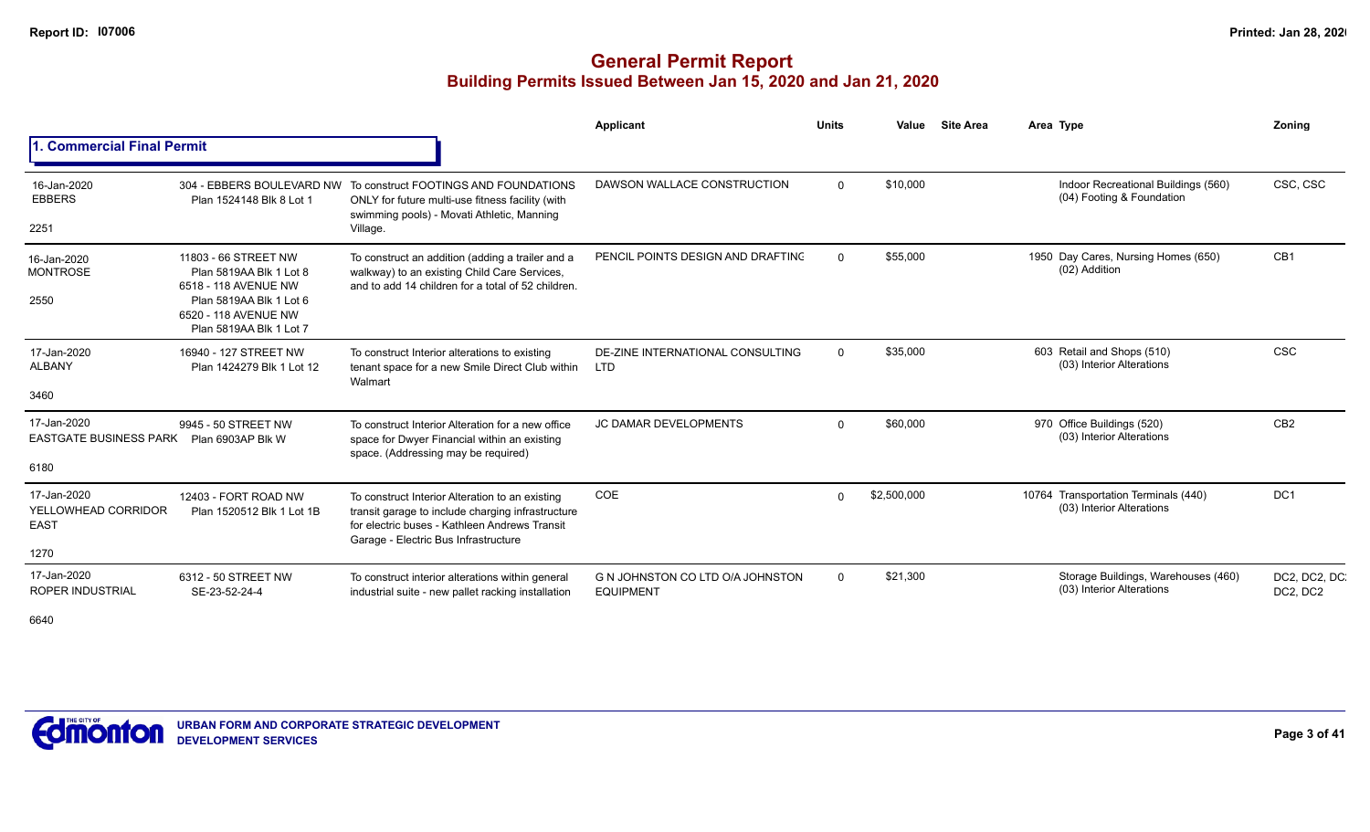# General Permit Report

## Building Permits Issued Between Jan 15, 2020 and Jan 21, 2020

### 1. Commercial Final Permit

| | | | Applicant | Units | Value | Site Area | Area Type | Zoning |
|---|---|---|---|---|---|---|---|---|
| 16-Jan-2020<br>EBBERS<br><br>2251 | 304 - EBBERS BOULEVARD NW<br>Plan 1524148 Blk 8 Lot 1 | To construct FOOTINGS AND FOUNDATIONS ONLY for future multi-use fitness facility (with swimming pools) - Movati Athletic, Manning Village. | DAWSON WALLACE CONSTRUCTION | 0 | $10,000 | | Indoor Recreational Buildings (560)<br>(04) Footing & Foundation | CSC, CSC |
| 16-Jan-2020<br>MONTROSE<br><br>2550 | 11803 - 66 STREET NW<br>Plan 5819AA Blk 1 Lot 8<br>6518 - 118 AVENUE NW<br>Plan 5819AA Blk 1 Lot 6<br>6520 - 118 AVENUE NW<br>Plan 5819AA Blk 1 Lot 7 | To construct an addition (adding a trailer and a walkway) to an existing Child Care Services, and to add 14 children for a total of 52 children. | PENCIL POINTS DESIGN AND DRAFTING | 0 | $55,000 | | 1950 Day Cares, Nursing Homes (650)<br>(02) Addition | CB1 |
| 17-Jan-2020<br>ALBANY<br><br>3460 | 16940 - 127 STREET NW<br>Plan 1424279 Blk 1 Lot 12 | To construct Interior alterations to existing tenant space for a new Smile Direct Club within Walmart | DE-ZINE INTERNATIONAL CONSULTING LTD | 0 | $35,000 | | 603 Retail and Shops (510)<br>(03) Interior Alterations | CSC |
| 17-Jan-2020<br>EASTGATE BUSINESS PARK<br><br>6180 | 9945 - 50 STREET NW<br>Plan 6903AP Blk W | To construct Interior Alteration for a new office space for Dwyer Financial within an existing space. (Addressing may be required) | JC DAMAR DEVELOPMENTS | 0 | $60,000 | | 970 Office Buildings (520)<br>(03) Interior Alterations | CB2 |
| 17-Jan-2020<br>YELLOWHEAD CORRIDOR EAST<br><br>1270 | 12403 - FORT ROAD NW<br>Plan 1520512 Blk 1 Lot 1B | To construct Interior Alteration to an existing transit garage to include charging infrastructure for electric buses - Kathleen Andrews Transit Garage - Electric Bus Infrastructure | COE | 0 | $2,500,000 | | 10764 Transportation Terminals (440)<br>(03) Interior Alterations | DC1 |
| 17-Jan-2020<br>ROPER INDUSTRIAL<br><br>6640 | 6312 - 50 STREET NW<br>SE-23-52-24-4 | To construct interior alterations within general industrial suite - new pallet racking installation | G N JOHNSTON CO LTD O/A JOHNSTON EQUIPMENT | 0 | $21,300 | | Storage Buildings, Warehouses (460)<br>(03) Interior Alterations | DC2, DC2, DC2, DC2, DC2 |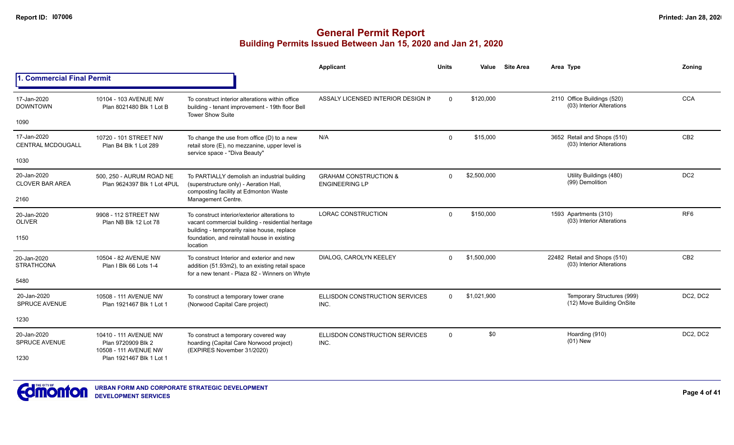# General Permit Report
## Building Permits Issued Between Jan 15, 2020 and Jan 21, 2020

### 1. Commercial Final Permit

| Date / Neighbourhood | Address / Legal | Description | Applicant | Units | Value | Site Area | Area | Type | Zoning |
|---|---|---|---|---|---|---|---|---|---|
| 17-Jan-2020 DOWNTOWN 1090 | 10104 - 103 AVENUE NW Plan 8021480 Blk 1 Lot B | To construct interior alterations within office building - tenant improvement - 19th floor Bell Tower Show Suite | ASSALY LICENSED INTERIOR DESIGN IN | 0 | $120,000 | | 2110 | Office Buildings (520) (03) Interior Alterations | CCA |
| 17-Jan-2020 CENTRAL MCDOUGALL 1030 | 10720 - 101 STREET NW Plan B4 Blk 1 Lot 289 | To change the use from office (D) to a new retail store (E), no mezzanine, upper level is service space - "Diva Beauty" | N/A | 0 | $15,000 | | 3652 | Retail and Shops (510) (03) Interior Alterations | CB2 |
| 20-Jan-2020 CLOVER BAR AREA 2160 | 500, 250 - AURUM ROAD NE Plan 9624397 Blk 1 Lot 4PUL | To PARTIALLY demolish an industrial building (superstructure only) - Aeration Hall, composting facility at Edmonton Waste Management Centre. | GRAHAM CONSTRUCTION & ENGINEERING LP | 0 | $2,500,000 | | | Utility Buildings (480) (99) Demolition | DC2 |
| 20-Jan-2020 OLIVER 1150 | 9908 - 112 STREET NW Plan NB Blk 12 Lot 78 | To construct interior/exterior alterations to vacant commercial building - residential heritage building - temporarily raise house, replace foundation, and reinstall house in existing location | LORAC CONSTRUCTION | 0 | $150,000 | | 1593 | Apartments (310) (03) Interior Alterations | RF6 |
| 20-Jan-2020 STRATHCONA 5480 | 10504 - 82 AVENUE NW Plan I Blk 66 Lots 1-4 | To construct Interior and exterior and new addition (51.93m2), to an existing retail space for a new tenant - Plaza 82 - Winners on Whyte | DIALOG, CAROLYN KEELEY | 0 | $1,500,000 | | 22482 | Retail and Shops (510) (03) Interior Alterations | CB2 |
| 20-Jan-2020 SPRUCE AVENUE 1230 | 10508 - 111 AVENUE NW Plan 1921467 Blk 1 Lot 1 | To construct a temporary tower crane (Norwood Capital Care project) | ELLISDON CONSTRUCTION SERVICES INC. | 0 | $1,021,900 | | | Temporary Structures (999) (12) Move Building OnSite | DC2, DC2 |
| 20-Jan-2020 SPRUCE AVENUE 1230 | 10410 - 111 AVENUE NW Plan 9720909 Blk 2 10508 - 111 AVENUE NW Plan 1921467 Blk 1 Lot 1 | To construct a temporary covered way hoarding (Capital Care Norwood project) (EXPIRES November 31/2020) | ELLISDON CONSTRUCTION SERVICES INC. | 0 | $0 | | | Hoarding (910) (01) New | DC2, DC2 |

URBAN FORM AND CORPORATE STRATEGIC DEVELOPMENT
DEVELOPMENT SERVICES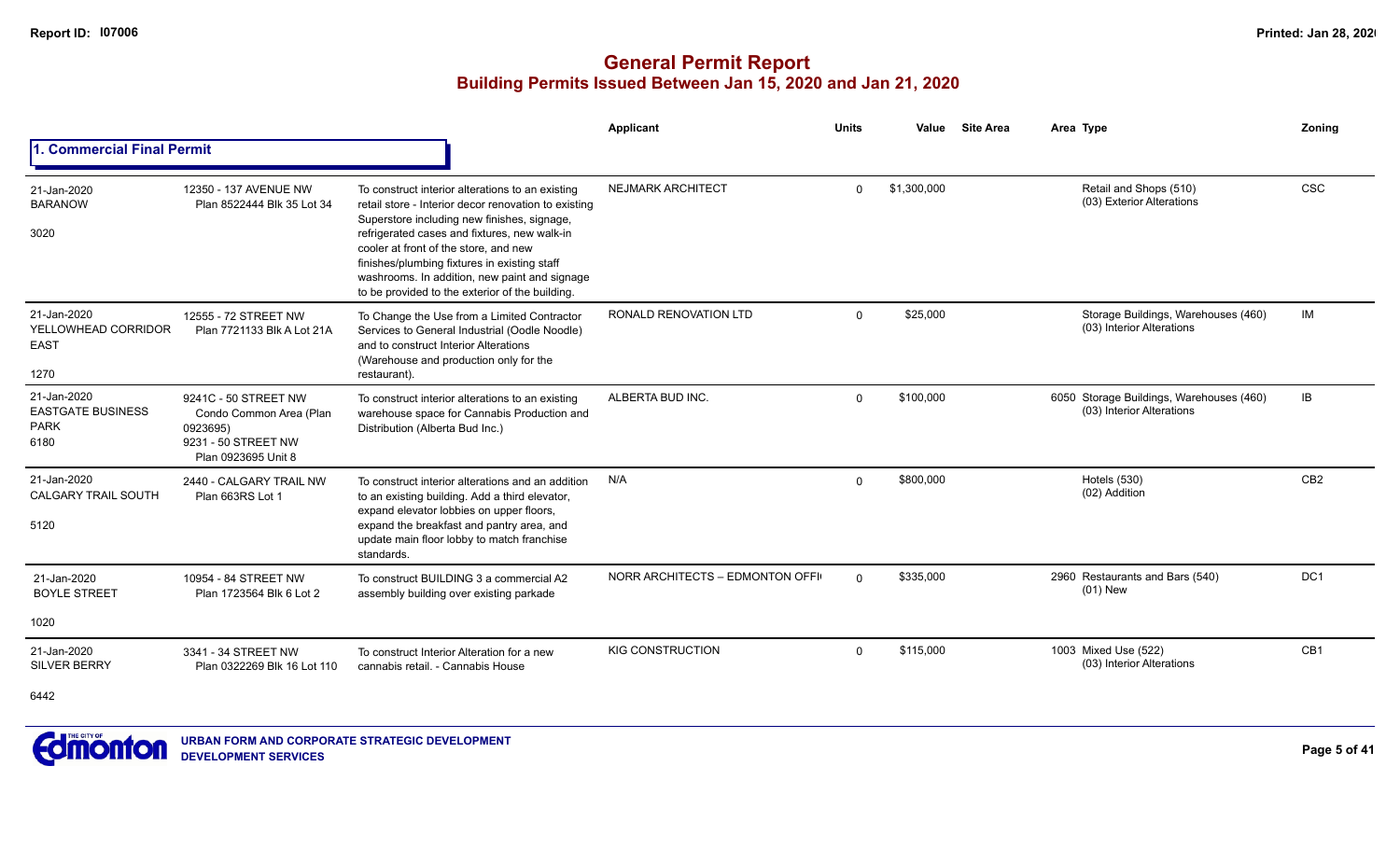# General Permit Report

## Building Permits Issued Between Jan 15, 2020 and Jan 21, 2020

### 1. Commercial Final Permit

| Date / Neighbourhood | Address / Legal | Description | Applicant | Units | Value | Site Area | Area | Type | Zoning |
|---|---|---|---|---|---|---|---|---|---|
| 21-Jan-2020 BARANOW 3020 | 12350 - 137 AVENUE NW Plan 8522444 Blk 35 Lot 34 | To construct interior alterations to an existing retail store - Interior decor renovation to existing Superstore including new finishes, signage, refrigerated cases and fixtures, new walk-in cooler at front of the store, and new finishes/plumbing fixtures in existing staff washrooms. In addition, new paint and signage to be provided to the exterior of the building. | NEJMARK ARCHITECT | 0 | $1,300,000 | | | Retail and Shops (510) (03) Exterior Alterations | CSC |
| 21-Jan-2020 YELLOWHEAD CORRIDOR EAST 1270 | 12555 - 72 STREET NW Plan 7721133 Blk A Lot 21A | To Change the Use from a Limited Contractor Services to General Industrial (Oodle Noodle) and to construct Interior Alterations (Warehouse and production only for the restaurant). | RONALD RENOVATION LTD | 0 | $25,000 | | | Storage Buildings, Warehouses (460) (03) Interior Alterations | IM |
| 21-Jan-2020 EASTGATE BUSINESS PARK 6180 | 9241C - 50 STREET NW Condo Common Area (Plan 0923695) 9231 - 50 STREET NW Plan 0923695 Unit 8 | To construct interior alterations to an existing warehouse space for Cannabis Production and Distribution (Alberta Bud Inc.) | ALBERTA BUD INC. | 0 | $100,000 | | 6050 | Storage Buildings, Warehouses (460) (03) Interior Alterations | IB |
| 21-Jan-2020 CALGARY TRAIL SOUTH 5120 | 2440 - CALGARY TRAIL NW Plan 663RS Lot 1 | To construct interior alterations and an addition to an existing building. Add a third elevator, expand elevator lobbies on upper floors, expand the breakfast and pantry area, and update main floor lobby to match franchise standards. | N/A | 0 | $800,000 | | | Hotels (530) (02) Addition | CB2 |
| 21-Jan-2020 BOYLE STREET 1020 | 10954 - 84 STREET NW Plan 1723564 Blk 6 Lot 2 | To construct BUILDING 3 a commercial A2 assembly building over existing parkade | NORR ARCHITECTS – EDMONTON OFFI | 0 | $335,000 | | 2960 | Restaurants and Bars (540) (01) New | DC1 |
| 21-Jan-2020 SILVER BERRY 6442 | 3341 - 34 STREET NW Plan 0322269 Blk 16 Lot 110 | To construct Interior Alteration for a new cannabis retail. - Cannabis House | KIG CONSTRUCTION | 0 | $115,000 | | 1003 | Mixed Use (522) (03) Interior Alterations | CB1 |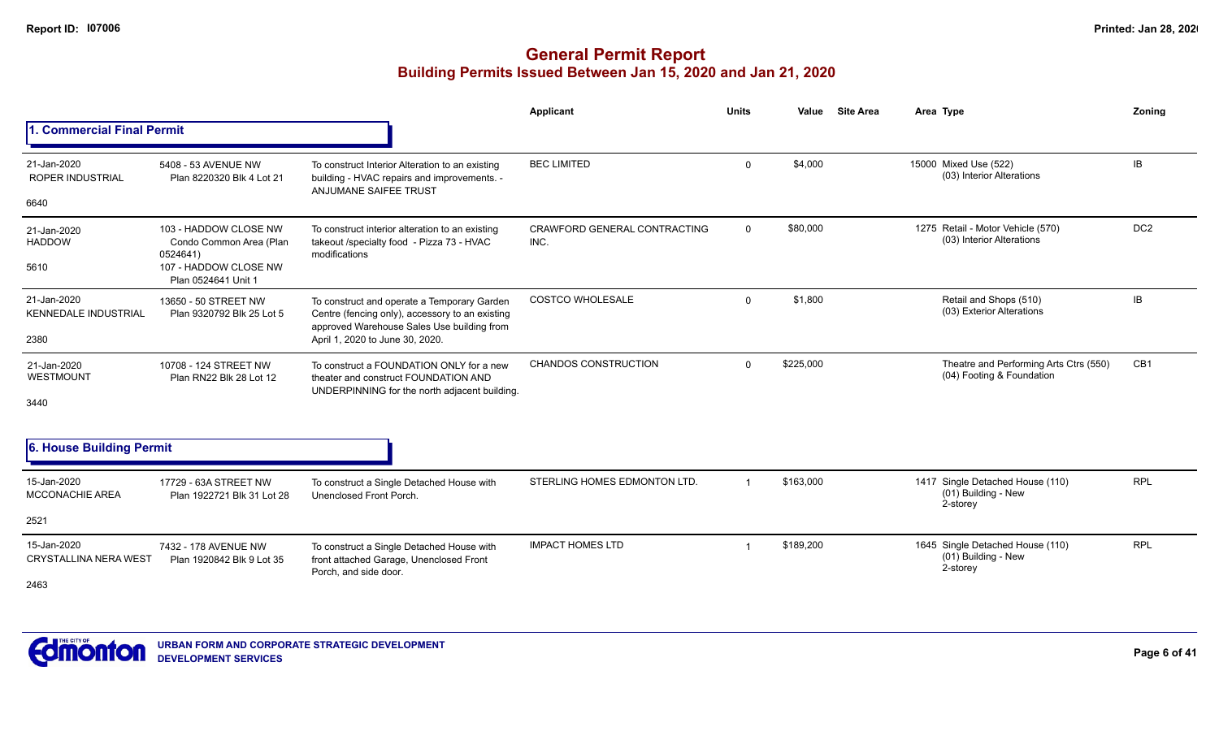# General Permit Report

## Building Permits Issued Between Jan 15, 2020 and Jan 21, 2020

### 1. Commercial Final Permit

| Date / Neighbourhood | Address / Legal | Description | Applicant | Units | Value | Site Area | Area | Type | Zoning |
|---|---|---|---|---|---|---|---|---|---|
| 21-Jan-2020 ROPER INDUSTRIAL 6640 | 5408 - 53 AVENUE NW Plan 8220320 Blk 4 Lot 21 | To construct Interior Alteration to an existing building - HVAC repairs and improvements. - ANJUMANE SAIFEE TRUST | BEC LIMITED | 0 | $4,000 | | 15000 | Mixed Use (522) (03) Interior Alterations | IB |
| 21-Jan-2020 HADDOW 5610 | 103 - HADDOW CLOSE NW Condo Common Area (Plan 0524641) 107 - HADDOW CLOSE NW Plan 0524641 Unit 1 | To construct interior alteration to an existing takeout /specialty food - Pizza 73 - HVAC modifications | CRAWFORD GENERAL CONTRACTING INC. | 0 | $80,000 | | 1275 | Retail - Motor Vehicle (570) (03) Interior Alterations | DC2 |
| 21-Jan-2020 KENNEDALE INDUSTRIAL 2380 | 13650 - 50 STREET NW Plan 9320792 Blk 25 Lot 5 | To construct and operate a Temporary Garden Centre (fencing only), accessory to an existing approved Warehouse Sales Use building from April 1, 2020 to June 30, 2020. | COSTCO WHOLESALE | 0 | $1,800 | | | Retail and Shops (510) (03) Exterior Alterations | IB |
| 21-Jan-2020 WESTMOUNT 3440 | 10708 - 124 STREET NW Plan RN22 Blk 28 Lot 12 | To construct a FOUNDATION ONLY for a new theater and construct FOUNDATION AND UNDERPINNING for the north adjacent building. | CHANDOS CONSTRUCTION | 0 | $225,000 | | | Theatre and Performing Arts Ctrs (550) (04) Footing & Foundation | CB1 |

### 6. House Building Permit

| Date / Neighbourhood | Address / Legal | Description | Applicant | Units | Value | Site Area | Area | Type | Zoning |
|---|---|---|---|---|---|---|---|---|---|
| 15-Jan-2020 MCCONACHIE AREA 2521 | 17729 - 63A STREET NW Plan 1922721 Blk 31 Lot 28 | To construct a Single Detached House with Unenclosed Front Porch. | STERLING HOMES EDMONTON LTD. | 1 | $163,000 | | 1417 | Single Detached House (110) (01) Building - New 2-storey | RPL |
| 15-Jan-2020 CRYSTALLINA NERA WEST 2463 | 7432 - 178 AVENUE NW Plan 1920842 Blk 9 Lot 35 | To construct a Single Detached House with front attached Garage, Unenclosed Front Porch, and side door. | IMPACT HOMES LTD | 1 | $189,200 | | 1645 | Single Detached House (110) (01) Building - New 2-storey | RPL |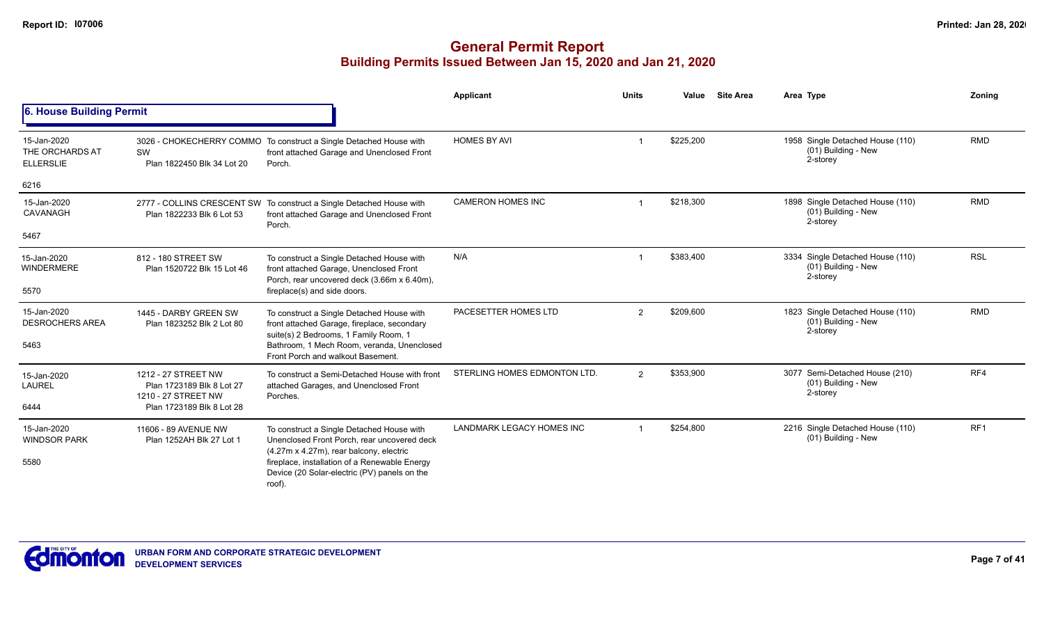# General Permit Report

## Building Permits Issued Between Jan 15, 2020 and Jan 21, 2020

### 6. House Building Permit

| Date / Neighbourhood | Address / Legal | Description | Applicant | Units | Value | Site Area | Area | Type | Zoning |
|---|---|---|---|---|---|---|---|---|---|
| 15-Jan-2020 THE ORCHARDS AT ELLERSLIE 6216 | 3026 - CHOKECHERRY COMMO SW Plan 1822450 Blk 34 Lot 20 | To construct a Single Detached House with front attached Garage and Unenclosed Front Porch. | HOMES BY AVI | 1 | $225,200 | | 1958 | Single Detached House (110) (01) Building - New 2-storey | RMD |
| 15-Jan-2020 CAVANAGH 5467 | 2777 - COLLINS CRESCENT SW Plan 1822233 Blk 6 Lot 53 | To construct a Single Detached House with front attached Garage and Unenclosed Front Porch. | CAMERON HOMES INC | 1 | $218,300 | | 1898 | Single Detached House (110) (01) Building - New 2-storey | RMD |
| 15-Jan-2020 WINDERMERE 5570 | 812 - 180 STREET SW Plan 1520722 Blk 15 Lot 46 | To construct a Single Detached House with front attached Garage, Unenclosed Front Porch, rear uncovered deck (3.66m x 6.40m), fireplace(s) and side doors. | N/A | 1 | $383,400 | | 3334 | Single Detached House (110) (01) Building - New 2-storey | RSL |
| 15-Jan-2020 DESROCHERS AREA 5463 | 1445 - DARBY GREEN SW Plan 1823252 Blk 2 Lot 80 | To construct a Single Detached House with front attached Garage, fireplace, secondary suite(s) 2 Bedrooms, 1 Family Room, 1 Bathroom, 1 Mech Room, veranda, Unenclosed Front Porch and walkout Basement. | PACESETTER HOMES LTD | 2 | $209,600 | | 1823 | Single Detached House (110) (01) Building - New 2-storey | RMD |
| 15-Jan-2020 LAUREL 6444 | 1212 - 27 STREET NW Plan 1723189 Blk 8 Lot 27 1210 - 27 STREET NW Plan 1723189 Blk 8 Lot 28 | To construct a Semi-Detached House with front attached Garages, and Unenclosed Front Porches. | STERLING HOMES EDMONTON LTD. | 2 | $353,900 | | 3077 | Semi-Detached House (210) (01) Building - New 2-storey | RF4 |
| 15-Jan-2020 WINDSOR PARK 5580 | 11606 - 89 AVENUE NW Plan 1252AH Blk 27 Lot 1 | To construct a Single Detached House with Unenclosed Front Porch, rear uncovered deck (4.27m x 4.27m), rear balcony, electric fireplace, installation of a Renewable Energy Device (20 Solar-electric (PV) panels on the roof). | LANDMARK LEGACY HOMES INC | 1 | $254,800 | | 2216 | Single Detached House (110) (01) Building - New | RF1 |

URBAN FORM AND CORPORATE STRATEGIC DEVELOPMENT
DEVELOPMENT SERVICES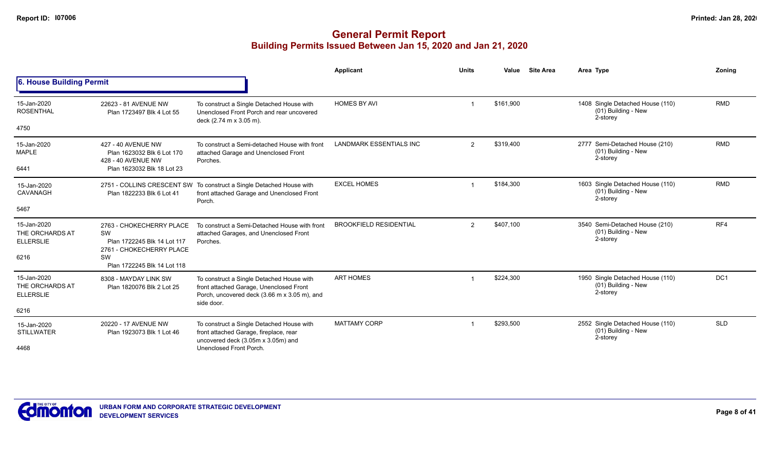# General Permit Report

## Building Permits Issued Between Jan 15, 2020 and Jan 21, 2020

### 6. House Building Permit

| | | | Applicant | Units | Value | Site Area | Area Type | Zoning |
|---|---|---|---|---|---|---|---|---|
| 15-Jan-2020<br>ROSENTHAL<br>4750 | 22623 - 81 AVENUE NW<br>Plan 1723497 Blk 4 Lot 55 | To construct a Single Detached House with Unenclosed Front Porch and rear uncovered deck (2.74 m x 3.05 m). | HOMES BY AVI | 1 | $161,900 | | 1408 Single Detached House (110)<br>(01) Building - New<br>2-storey | RMD |
| 15-Jan-2020<br>MAPLE<br>6441 | 427 - 40 AVENUE NW<br>Plan 1623032 Blk 6 Lot 170<br>428 - 40 AVENUE NW<br>Plan 1623032 Blk 18 Lot 23 | To construct a Semi-detached House with front attached Garage and Unenclosed Front Porches. | LANDMARK ESSENTIALS INC | 2 | $319,400 | | 2777 Semi-Detached House (210)<br>(01) Building - New<br>2-storey | RMD |
| 15-Jan-2020<br>CAVANAGH<br>5467 | 2751 - COLLINS CRESCENT SW<br>Plan 1822233 Blk 6 Lot 41 | To construct a Single Detached House with front attached Garage and Unenclosed Front Porch. | EXCEL HOMES | 1 | $184,300 | | 1603 Single Detached House (110)<br>(01) Building - New<br>2-storey | RMD |
| 15-Jan-2020<br>THE ORCHARDS AT ELLERSLIE<br>6216 | 2763 - CHOKECHERRY PLACE SW<br>Plan 1722245 Blk 14 Lot 117<br>2761 - CHOKECHERRY PLACE SW<br>Plan 1722245 Blk 14 Lot 118 | To construct a Semi-Detached House with front attached Garages, and Unenclosed Front Porches. | BROOKFIELD RESIDENTIAL | 2 | $407,100 | | 3540 Semi-Detached House (210)<br>(01) Building - New<br>2-storey | RF4 |
| 15-Jan-2020<br>THE ORCHARDS AT ELLERSLIE<br>6216 | 8308 - MAYDAY LINK SW<br>Plan 1820076 Blk 2 Lot 25 | To construct a Single Detached House with front attached Garage, Unenclosed Front Porch, uncovered deck (3.66 m x 3.05 m), and side door. | ART HOMES | 1 | $224,300 | | 1950 Single Detached House (110)<br>(01) Building - New<br>2-storey | DC1 |
| 15-Jan-2020<br>STILLWATER<br>4468 | 20220 - 17 AVENUE NW<br>Plan 1923073 Blk 1 Lot 46 | To construct a Single Detached House with front attached Garage, fireplace, rear uncovered deck (3.05m x 3.05m) and Unenclosed Front Porch. | MATTAMY CORP | 1 | $293,500 | | 2552 Single Detached House (110)<br>(01) Building - New<br>2-storey | SLD |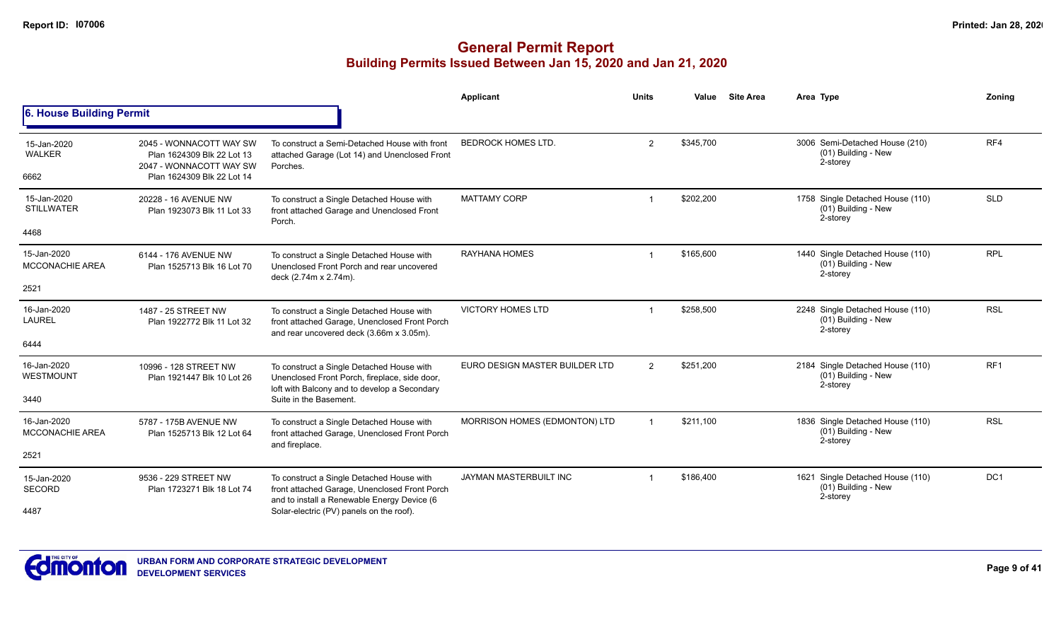# General Permit Report

## Building Permits Issued Between Jan 15, 2020 and Jan 21, 2020

### 6. House Building Permit

| Date / Neighbourhood / No. | Address / Legal | Description | Applicant | Units | Value | Site Area | Area | Type | Zoning |
|---|---|---|---|---|---|---|---|---|---|
| 15-Jan-2020 WALKER 6662 | 2045 - WONNACOTT WAY SW Plan 1624309 Blk 22 Lot 13 2047 - WONNACOTT WAY SW Plan 1624309 Blk 22 Lot 14 | To construct a Semi-Detached House with front attached Garage (Lot 14) and Unenclosed Front Porches. | BEDROCK HOMES LTD. | 2 | $345,700 | | 3006 | Semi-Detached House (210) (01) Building - New 2-storey | RF4 |
| 15-Jan-2020 STILLWATER 4468 | 20228 - 16 AVENUE NW Plan 1923073 Blk 11 Lot 33 | To construct a Single Detached House with front attached Garage and Unenclosed Front Porch. | MATTAMY CORP | 1 | $202,200 | | 1758 | Single Detached House (110) (01) Building - New 2-storey | SLD |
| 15-Jan-2020 MCCONACHIE AREA 2521 | 6144 - 176 AVENUE NW Plan 1525713 Blk 16 Lot 70 | To construct a Single Detached House with Unenclosed Front Porch and rear uncovered deck (2.74m x 2.74m). | RAYHANA HOMES | 1 | $165,600 | | 1440 | Single Detached House (110) (01) Building - New 2-storey | RPL |
| 16-Jan-2020 LAUREL 6444 | 1487 - 25 STREET NW Plan 1922772 Blk 11 Lot 32 | To construct a Single Detached House with front attached Garage, Unenclosed Front Porch and rear uncovered deck (3.66m x 3.05m). | VICTORY HOMES LTD | 1 | $258,500 | | 2248 | Single Detached House (110) (01) Building - New 2-storey | RSL |
| 16-Jan-2020 WESTMOUNT 3440 | 10996 - 128 STREET NW Plan 1921447 Blk 10 Lot 26 | To construct a Single Detached House with Unenclosed Front Porch, fireplace, side door, loft with Balcony and to develop a Secondary Suite in the Basement. | EURO DESIGN MASTER BUILDER LTD | 2 | $251,200 | | 2184 | Single Detached House (110) (01) Building - New 2-storey | RF1 |
| 16-Jan-2020 MCCONACHIE AREA 2521 | 5787 - 175B AVENUE NW Plan 1525713 Blk 12 Lot 64 | To construct a Single Detached House with front attached Garage, Unenclosed Front Porch and fireplace. | MORRISON HOMES (EDMONTON) LTD | 1 | $211,100 | | 1836 | Single Detached House (110) (01) Building - New 2-storey | RSL |
| 15-Jan-2020 SECORD 4487 | 9536 - 229 STREET NW Plan 1723271 Blk 18 Lot 74 | To construct a Single Detached House with front attached Garage, Unenclosed Front Porch and to install a Renewable Energy Device (6 Solar-electric (PV) panels on the roof). | JAYMAN MASTERBUILT INC | 1 | $186,400 | | 1621 | Single Detached House (110) (01) Building - New 2-storey | DC1 |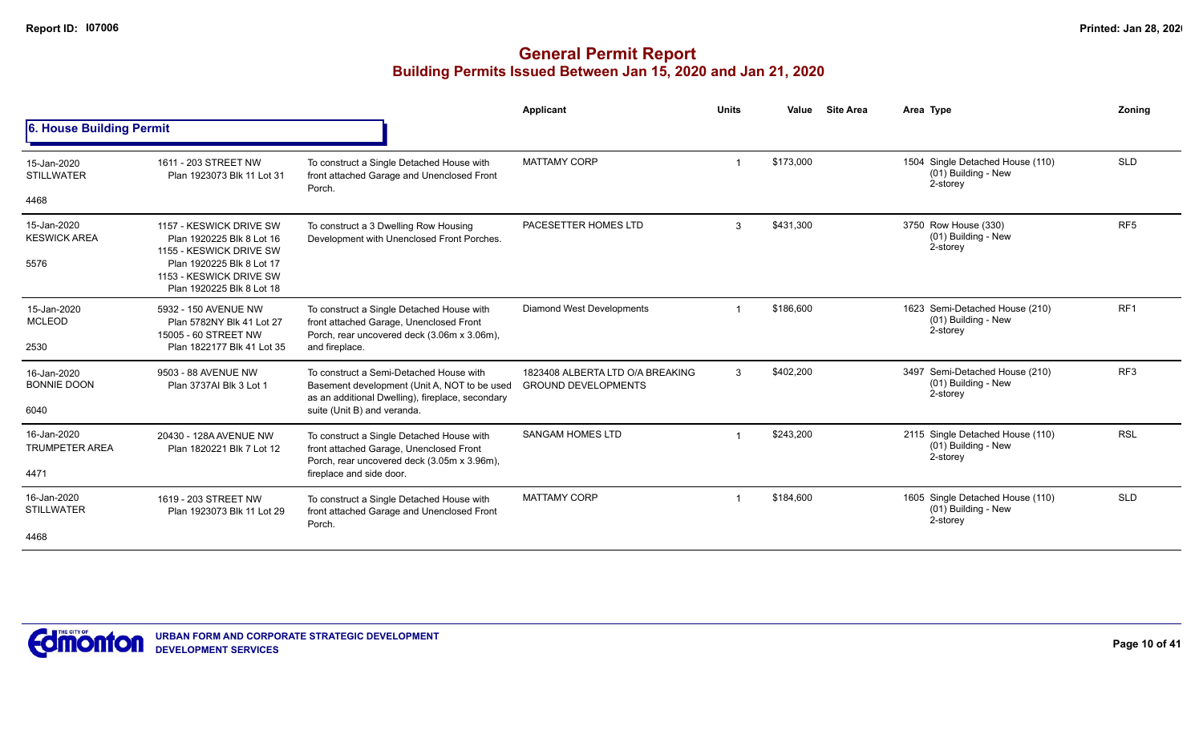# General Permit Report

## Building Permits Issued Between Jan 15, 2020 and Jan 21, 2020

### 6. House Building Permit

| Date / Neighbourhood | Address / Legal | Description | Applicant | Units | Value | Site Area | Area Type | Zoning |
|---|---|---|---|---|---|---|---|---|
| 15-Jan-2020 STILLWATER 4468 | 1611 - 203 STREET NW Plan 1923073 Blk 11 Lot 31 | To construct a Single Detached House with front attached Garage and Unenclosed Front Porch. | MATTAMY CORP | 1 | $173,000 | | 1504 Single Detached House (110) (01) Building - New 2-storey | SLD |
| 15-Jan-2020 KESWICK AREA 5576 | 1157 - KESWICK DRIVE SW Plan 1920225 Blk 8 Lot 16 1155 - KESWICK DRIVE SW Plan 1920225 Blk 8 Lot 17 1153 - KESWICK DRIVE SW Plan 1920225 Blk 8 Lot 18 | To construct a 3 Dwelling Row Housing Development with Unenclosed Front Porches. | PACESETTER HOMES LTD | 3 | $431,300 | | 3750 Row House (330) (01) Building - New 2-storey | RF5 |
| 15-Jan-2020 MCLEOD 2530 | 5932 - 150 AVENUE NW Plan 5782NY Blk 41 Lot 27 15005 - 60 STREET NW Plan 1822177 Blk 41 Lot 35 | To construct a Single Detached House with front attached Garage, Unenclosed Front Porch, rear uncovered deck (3.06m x 3.06m), and fireplace. | Diamond West Developments | 1 | $186,600 | | 1623 Semi-Detached House (210) (01) Building - New 2-storey | RF1 |
| 16-Jan-2020 BONNIE DOON 6040 | 9503 - 88 AVENUE NW Plan 3737AI Blk 3 Lot 1 | To construct a Semi-Detached House with Basement development (Unit A, NOT to be used as an additional Dwelling), fireplace, secondary suite (Unit B) and veranda. | 1823408 ALBERTA LTD O/A BREAKING GROUND DEVELOPMENTS | 3 | $402,200 | | 3497 Semi-Detached House (210) (01) Building - New 2-storey | RF3 |
| 16-Jan-2020 TRUMPETER AREA 4471 | 20430 - 128A AVENUE NW Plan 1820221 Blk 7 Lot 12 | To construct a Single Detached House with front attached Garage, Unenclosed Front Porch, rear uncovered deck (3.05m x 3.96m), fireplace and side door. | SANGAM HOMES LTD | 1 | $243,200 | | 2115 Single Detached House (110) (01) Building - New 2-storey | RSL |
| 16-Jan-2020 STILLWATER 4468 | 1619 - 203 STREET NW Plan 1923073 Blk 11 Lot 29 | To construct a Single Detached House with front attached Garage and Unenclosed Front Porch. | MATTAMY CORP | 1 | $184,600 | | 1605 Single Detached House (110) (01) Building - New 2-storey | SLD |

URBAN FORM AND CORPORATE STRATEGIC DEVELOPMENT
DEVELOPMENT SERVICES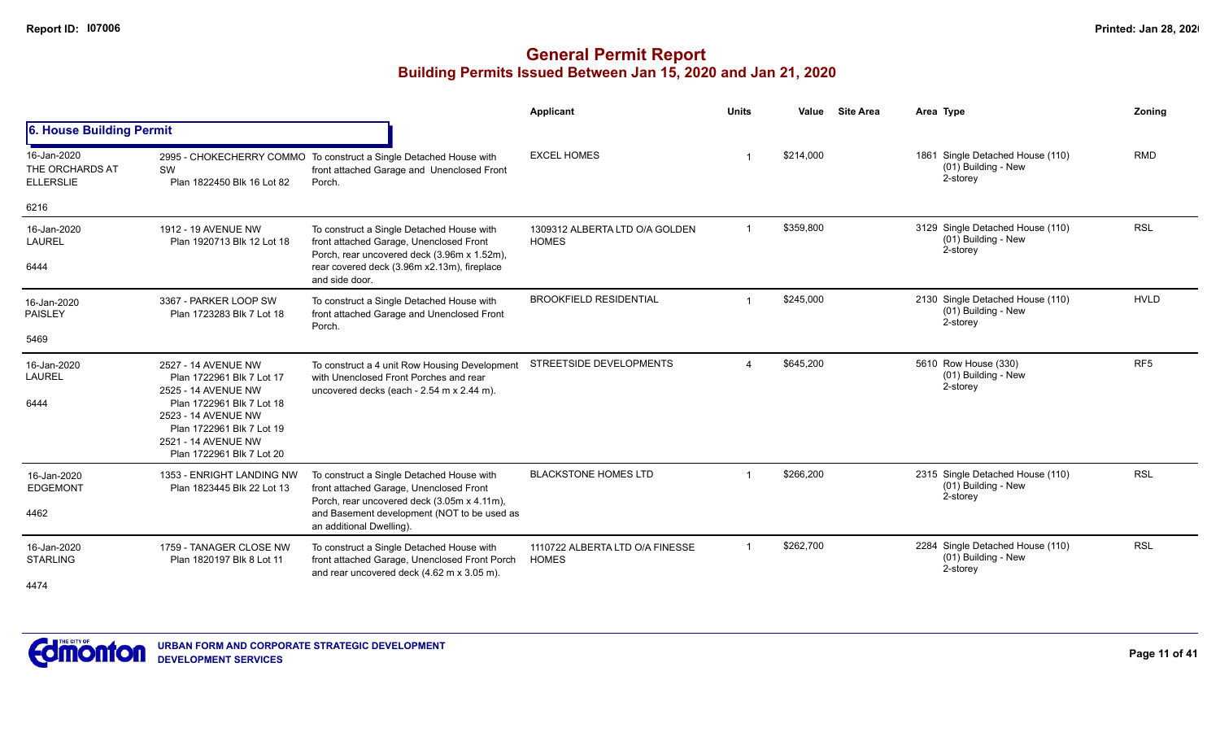# General Permit Report

## Building Permits Issued Between Jan 15, 2020 and Jan 21, 2020

Report ID: I07006

### 6. House Building Permit

| | | | Applicant | Units | Value | Site Area | Area Type | Zoning |
|---|---|---|---|---|---|---|---|---|
| 16-Jan-2020 THE ORCHARDS AT ELLERSLIE 6216 | 2995 - CHOKECHERRY COMMO SW Plan 1822450 Blk 16 Lot 82 | To construct a Single Detached House with front attached Garage and Unenclosed Front Porch. | EXCEL HOMES | 1 | $214,000 | | 1861 Single Detached House (110) (01) Building - New 2-storey | RMD |
| 16-Jan-2020 LAUREL 6444 | 1912 - 19 AVENUE NW Plan 1920713 Blk 12 Lot 18 | To construct a Single Detached House with front attached Garage, Unenclosed Front Porch, rear uncovered deck (3.96m x 1.52m), rear covered deck (3.96m x2.13m), fireplace and side door. | 1309312 ALBERTA LTD O/A GOLDEN HOMES | 1 | $359,800 | | 3129 Single Detached House (110) (01) Building - New 2-storey | RSL |
| 16-Jan-2020 PAISLEY 5469 | 3367 - PARKER LOOP SW Plan 1723283 Blk 7 Lot 18 | To construct a Single Detached House with front attached Garage and Unenclosed Front Porch. | BROOKFIELD RESIDENTIAL | 1 | $245,000 | | 2130 Single Detached House (110) (01) Building - New 2-storey | HVLD |
| 16-Jan-2020 LAUREL 6444 | 2527 - 14 AVENUE NW Plan 1722961 Blk 7 Lot 17 2525 - 14 AVENUE NW Plan 1722961 Blk 7 Lot 18 2523 - 14 AVENUE NW Plan 1722961 Blk 7 Lot 19 2521 - 14 AVENUE NW Plan 1722961 Blk 7 Lot 20 | To construct a 4 unit Row Housing Development with Unenclosed Front Porches and rear uncovered decks (each - 2.54 m x 2.44 m). | STREETSIDE DEVELOPMENTS | 4 | $645,200 | | 5610 Row House (330) (01) Building - New 2-storey | RF5 |
| 16-Jan-2020 EDGEMONT 4462 | 1353 - ENRIGHT LANDING NW Plan 1823445 Blk 22 Lot 13 | To construct a Single Detached House with front attached Garage, Unenclosed Front Porch, rear uncovered deck (3.05m x 4.11m), and Basement development (NOT to be used as an additional Dwelling). | BLACKSTONE HOMES LTD | 1 | $266,200 | | 2315 Single Detached House (110) (01) Building - New 2-storey | RSL |
| 16-Jan-2020 STARLING 4474 | 1759 - TANAGER CLOSE NW Plan 1820197 Blk 8 Lot 11 | To construct a Single Detached House with front attached Garage, Unenclosed Front Porch and rear uncovered deck (4.62 m x 3.05 m). | 1110722 ALBERTA LTD O/A FINESSE HOMES | 1 | $262,700 | | 2284 Single Detached House (110) (01) Building - New 2-storey | RSL |

URBAN FORM AND CORPORATE STRATEGIC DEVELOPMENT
DEVELOPMENT SERVICES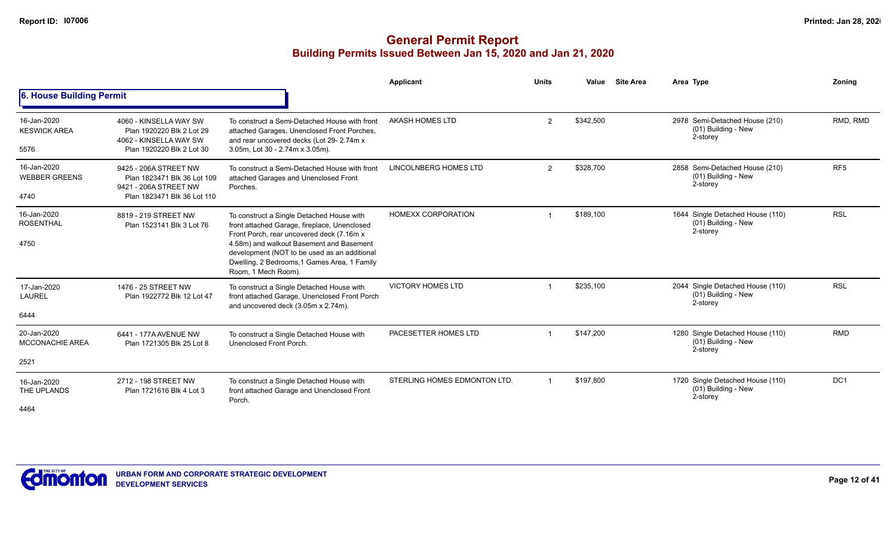# General Permit Report

## Building Permits Issued Between Jan 15, 2020 and Jan 21, 2020

### 6. House Building Permit

| Date / Neighbourhood | Address / Legal | Description | Applicant | Units | Value | Site Area | Area Type | Zoning |
|---|---|---|---|---|---|---|---|---|
| 16-Jan-2020 KESWICK AREA 5576 | 4060 - KINSELLA WAY SW Plan 1920220 Blk 2 Lot 29 4062 - KINSELLA WAY SW Plan 1920220 Blk 2 Lot 30 | To construct a Semi-Detached House with front attached Garages, Unenclosed Front Porches, and rear uncovered decks (Lot 29- 2.74m x 3.05m, Lot 30 - 2.74m x 3.05m). | AKASH HOMES LTD | 2 | $342,500 | | 2978 Semi-Detached House (210) (01) Building - New 2-storey | RMD, RMD |
| 16-Jan-2020 WEBBER GREENS 4740 | 9425 - 206A STREET NW Plan 1823471 Blk 36 Lot 109 9421 - 206A STREET NW Plan 1823471 Blk 36 Lot 110 | To construct a Semi-Detached House with front attached Garages and Unenclosed Front Porches. | LINCOLNBERG HOMES LTD | 2 | $328,700 | | 2858 Semi-Detached House (210) (01) Building - New 2-storey | RF5 |
| 16-Jan-2020 ROSENTHAL 4750 | 8819 - 219 STREET NW Plan 1523141 Blk 3 Lot 76 | To construct a Single Detached House with front attached Garage, fireplace, Unenclosed Front Porch, rear uncovered deck (7.16m x 4.58m) and walkout Basement and Basement development (NOT to be used as an additional Dwelling, 2 Bedrooms,1 Games Area, 1 Family Room, 1 Mech Room). | HOMEXX CORPORATION | 1 | $189,100 | | 1644 Single Detached House (110) (01) Building - New 2-storey | RSL |
| 17-Jan-2020 LAUREL 6444 | 1476 - 25 STREET NW Plan 1922772 Blk 12 Lot 47 | To construct a Single Detached House with front attached Garage, Unenclosed Front Porch and uncovered deck (3.05m x 2.74m). | VICTORY HOMES LTD | 1 | $235,100 | | 2044 Single Detached House (110) (01) Building - New 2-storey | RSL |
| 20-Jan-2020 MCCONACHIE AREA 2521 | 6441 - 177A AVENUE NW Plan 1721305 Blk 25 Lot 8 | To construct a Single Detached House with Unenclosed Front Porch. | PACESETTER HOMES LTD | 1 | $147,200 | | 1280 Single Detached House (110) (01) Building - New 2-storey | RMD |
| 16-Jan-2020 THE UPLANDS 4464 | 2712 - 198 STREET NW Plan 1721616 Blk 4 Lot 3 | To construct a Single Detached House with front attached Garage and Unenclosed Front Porch. | STERLING HOMES EDMONTON LTD. | 1 | $197,800 | | 1720 Single Detached House (110) (01) Building - New 2-storey | DC1 |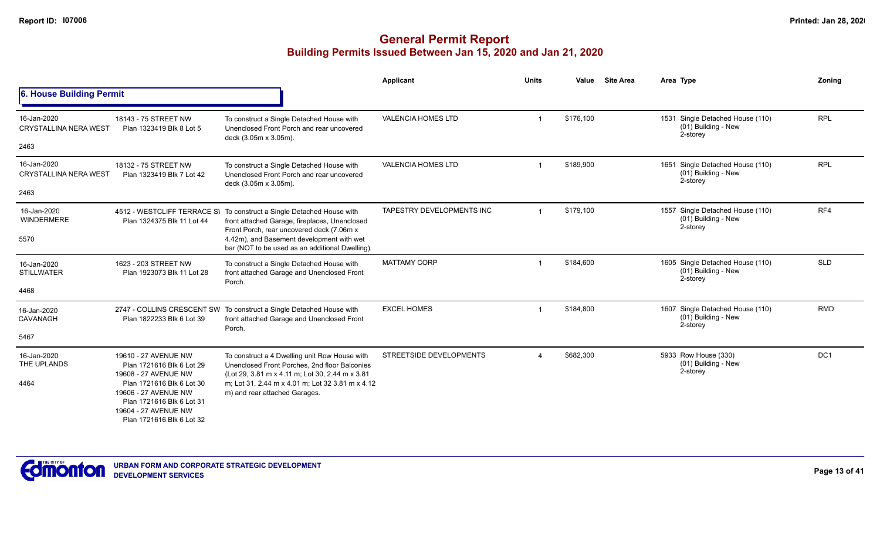# General Permit Report
## Building Permits Issued Between Jan 15, 2020 and Jan 21, 2020

### 6. House Building Permit

| Date / Neighbourhood | Address / Legal | Description | Applicant | Units | Value | Site Area | Area | Type | Zoning |
|---|---|---|---|---|---|---|---|---|---|
| 16-Jan-2020 CRYSTALLINA NERA WEST 2463 | 18143 - 75 STREET NW Plan 1323419 Blk 8 Lot 5 | To construct a Single Detached House with Unenclosed Front Porch and rear uncovered deck (3.05m x 3.05m). | VALENCIA HOMES LTD | 1 | $176,100 | | 1531 | Single Detached House (110) (01) Building - New 2-storey | RPL |
| 16-Jan-2020 CRYSTALLINA NERA WEST 2463 | 18132 - 75 STREET NW Plan 1323419 Blk 7 Lot 42 | To construct a Single Detached House with Unenclosed Front Porch and rear uncovered deck (3.05m x 3.05m). | VALENCIA HOMES LTD | 1 | $189,900 | | 1651 | Single Detached House (110) (01) Building - New 2-storey | RPL |
| 16-Jan-2020 WINDERMERE 5570 | 4512 - WESTCLIFF TERRACE SW Plan 1324375 Blk 11 Lot 44 | To construct a Single Detached House with front attached Garage, fireplaces, Unenclosed Front Porch, rear uncovered deck (7.06m x 4.42m), and Basement development with wet bar (NOT to be used as an additional Dwelling). | TAPESTRY DEVELOPMENTS INC | 1 | $179,100 | | 1557 | Single Detached House (110) (01) Building - New 2-storey | RF4 |
| 16-Jan-2020 STILLWATER 4468 | 1623 - 203 STREET NW Plan 1923073 Blk 11 Lot 28 | To construct a Single Detached House with front attached Garage and Unenclosed Front Porch. | MATTAMY CORP | 1 | $184,600 | | 1605 | Single Detached House (110) (01) Building - New 2-storey | SLD |
| 16-Jan-2020 CAVANAGH 5467 | 2747 - COLLINS CRESCENT SW Plan 1822233 Blk 6 Lot 39 | To construct a Single Detached House with front attached Garage and Unenclosed Front Porch. | EXCEL HOMES | 1 | $184,800 | | 1607 | Single Detached House (110) (01) Building - New 2-storey | RMD |
| 16-Jan-2020 THE UPLANDS 4464 | 19610 - 27 AVENUE NW Plan 1721616 Blk 6 Lot 29<br>19608 - 27 AVENUE NW Plan 1721616 Blk 6 Lot 30<br>19606 - 27 AVENUE NW Plan 1721616 Blk 6 Lot 31<br>19604 - 27 AVENUE NW Plan 1721616 Blk 6 Lot 32 | To construct a 4 Dwelling unit Row House with Unenclosed Front Porches, 2nd floor Balconies (Lot 29, 3.81 m x 4.11 m; Lot 30, 2.44 m x 3.81 m; Lot 31, 2.44 m x 4.01 m; Lot 32 3.81 m x 4.12 m) and rear attached Garages. | STREETSIDE DEVELOPMENTS | 4 | $682,300 | | 5933 | Row House (330) (01) Building - New 2-storey | DC1 |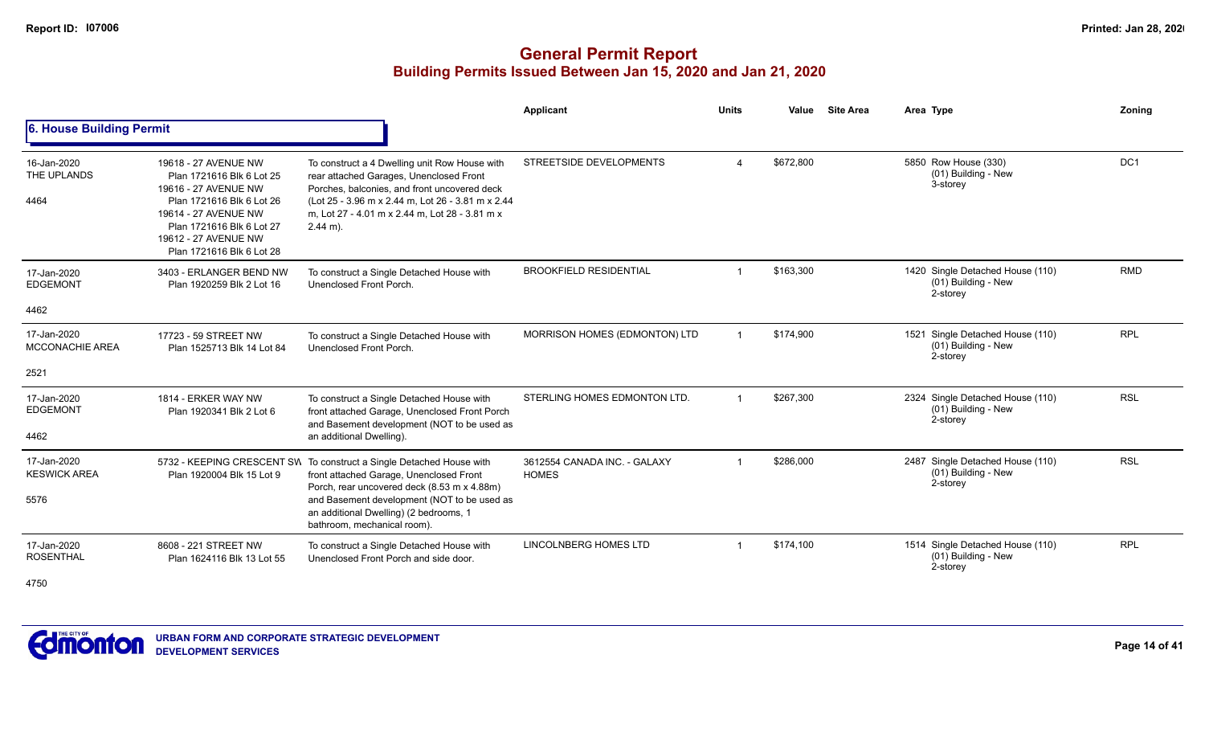# General Permit Report
## Building Permits Issued Between Jan 15, 2020 and Jan 21, 2020

### 6. House Building Permit

| Date / Neighbourhood | Address | Description | Applicant | Units | Value | Site Area | Area Type | Zoning |
|---|---|---|---|---|---|---|---|---|
| 16-Jan-2020 THE UPLANDS 4464 | 19618 - 27 AVENUE NW Plan 1721616 Blk 6 Lot 25 19616 - 27 AVENUE NW Plan 1721616 Blk 6 Lot 26 19614 - 27 AVENUE NW Plan 1721616 Blk 6 Lot 27 19612 - 27 AVENUE NW Plan 1721616 Blk 6 Lot 28 | To construct a 4 Dwelling unit Row House with rear attached Garages, Unenclosed Front Porches, balconies, and front uncovered deck (Lot 25 - 3.96 m x 2.44 m, Lot 26 - 3.81 m x 2.44 m, Lot 27 - 4.01 m x 2.44 m, Lot 28 - 3.81 m x 2.44 m). | STREETSIDE DEVELOPMENTS | 4 | $672,800 | | 5850 Row House (330) (01) Building - New 3-storey | DC1 |
| 17-Jan-2020 EDGEMONT 4462 | 3403 - ERLANGER BEND NW Plan 1920259 Blk 2 Lot 16 | To construct a Single Detached House with Unenclosed Front Porch. | BROOKFIELD RESIDENTIAL | 1 | $163,300 | | 1420 Single Detached House (110) (01) Building - New 2-storey | RMD |
| 17-Jan-2020 MCCONACHIE AREA 2521 | 17723 - 59 STREET NW Plan 1525713 Blk 14 Lot 84 | To construct a Single Detached House with Unenclosed Front Porch. | MORRISON HOMES (EDMONTON) LTD | 1 | $174,900 | | 1521 Single Detached House (110) (01) Building - New 2-storey | RPL |
| 17-Jan-2020 EDGEMONT 4462 | 1814 - ERKER WAY NW Plan 1920341 Blk 2 Lot 6 | To construct a Single Detached House with front attached Garage, Unenclosed Front Porch and Basement development (NOT to be used as an additional Dwelling). | STERLING HOMES EDMONTON LTD. | 1 | $267,300 | | 2324 Single Detached House (110) (01) Building - New 2-storey | RSL |
| 17-Jan-2020 KESWICK AREA 5576 | 5732 - KEEPING CRESCENT SW Plan 1920004 Blk 15 Lot 9 | To construct a Single Detached House with front attached Garage, Unenclosed Front Porch, rear uncovered deck (8.53 m x 4.88m) and Basement development (NOT to be used as an additional Dwelling) (2 bedrooms, 1 bathroom, mechanical room). | 3612554 CANADA INC. - GALAXY HOMES | 1 | $286,000 | | 2487 Single Detached House (110) (01) Building - New 2-storey | RSL |
| 17-Jan-2020 ROSENTHAL 4750 | 8608 - 221 STREET NW Plan 1624116 Blk 13 Lot 55 | To construct a Single Detached House with Unenclosed Front Porch and side door. | LINCOLNBERG HOMES LTD | 1 | $174,100 | | 1514 Single Detached House (110) (01) Building - New 2-storey | RPL |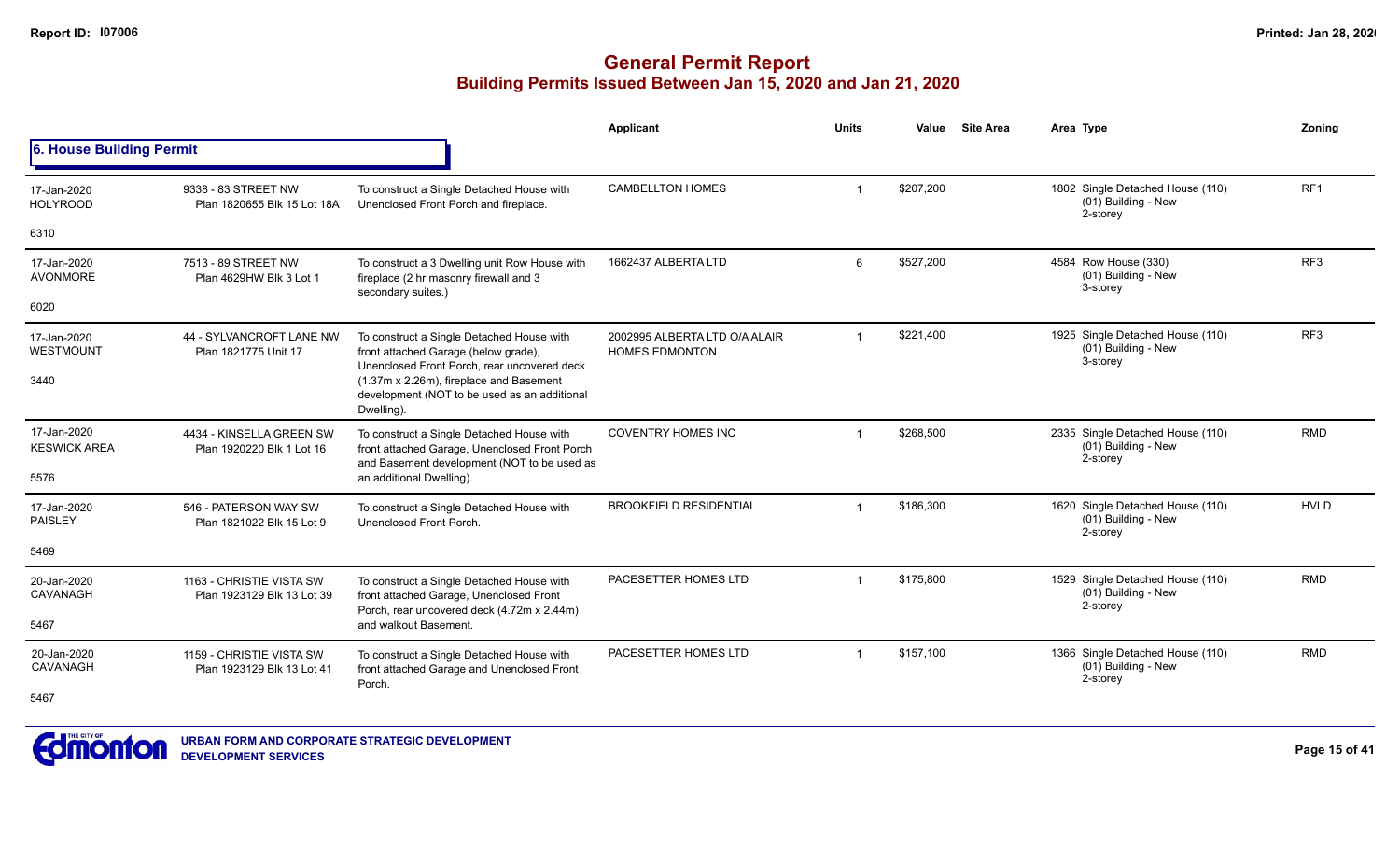# General Permit Report
## Building Permits Issued Between Jan 15, 2020 and Jan 21, 2020

### 6. House Building Permit

| Date / Neighbourhood | Address | Description | Applicant | Units | Value | Site Area | Area Type | Zoning |
|---|---|---|---|---|---|---|---|---|
| 17-Jan-2020 HOLYROOD 6310 | 9338 - 83 STREET NW Plan 1820655 Blk 15 Lot 18A | To construct a Single Detached House with Unenclosed Front Porch and fireplace. | CAMBELLTON HOMES | 1 | $207,200 | | 1802 Single Detached House (110) (01) Building - New 2-storey | RF1 |
| 17-Jan-2020 AVONMORE 6020 | 7513 - 89 STREET NW Plan 4629HW Blk 3 Lot 1 | To construct a 3 Dwelling unit Row House with fireplace (2 hr masonry firewall and 3 secondary suites.) | 1662437 ALBERTA LTD | 6 | $527,200 | | 4584 Row House (330) (01) Building - New 3-storey | RF3 |
| 17-Jan-2020 WESTMOUNT 3440 | 44 - SYLVANCROFT LANE NW Plan 1821775 Unit 17 | To construct a Single Detached House with front attached Garage (below grade), Unenclosed Front Porch, rear uncovered deck (1.37m x 2.26m), fireplace and Basement development (NOT to be used as an additional Dwelling). | 2002995 ALBERTA LTD O/A ALAIR HOMES EDMONTON | 1 | $221,400 | | 1925 Single Detached House (110) (01) Building - New 3-storey | RF3 |
| 17-Jan-2020 KESWICK AREA 5576 | 4434 - KINSELLA GREEN SW Plan 1920220 Blk 1 Lot 16 | To construct a Single Detached House with front attached Garage, Unenclosed Front Porch and Basement development (NOT to be used as an additional Dwelling). | COVENTRY HOMES INC | 1 | $268,500 | | 2335 Single Detached House (110) (01) Building - New 2-storey | RMD |
| 17-Jan-2020 PAISLEY 5469 | 546 - PATERSON WAY SW Plan 1821022 Blk 15 Lot 9 | To construct a Single Detached House with Unenclosed Front Porch. | BROOKFIELD RESIDENTIAL | 1 | $186,300 | | 1620 Single Detached House (110) (01) Building - New 2-storey | HVLD |
| 20-Jan-2020 CAVANAGH 5467 | 1163 - CHRISTIE VISTA SW Plan 1923129 Blk 13 Lot 39 | To construct a Single Detached House with front attached Garage, Unenclosed Front Porch, rear uncovered deck (4.72m x 2.44m) and walkout Basement. | PACESETTER HOMES LTD | 1 | $175,800 | | 1529 Single Detached House (110) (01) Building - New 2-storey | RMD |
| 20-Jan-2020 CAVANAGH 5467 | 1159 - CHRISTIE VISTA SW Plan 1923129 Blk 13 Lot 41 | To construct a Single Detached House with front attached Garage and Unenclosed Front Porch. | PACESETTER HOMES LTD | 1 | $157,100 | | 1366 Single Detached House (110) (01) Building - New 2-storey | RMD |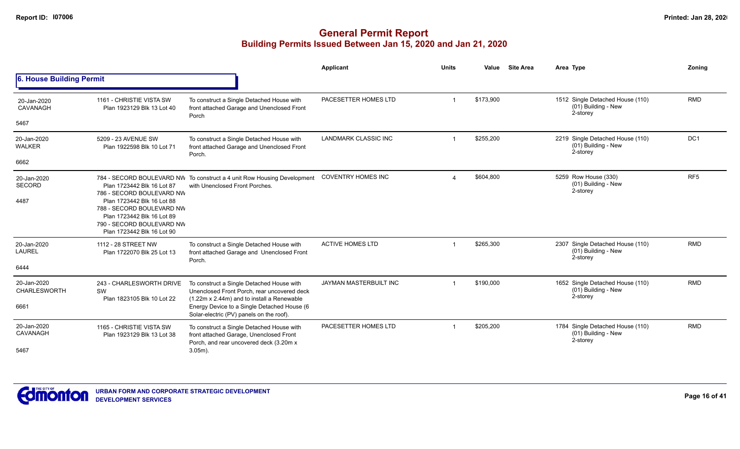# General Permit Report
## Building Permits Issued Between Jan 15, 2020 and Jan 21, 2020

### 6. House Building Permit

| | | | Applicant | Units | Value | Site Area | Area Type | Zoning |
|---|---|---|---|---|---|---|---|---|
| 20-Jan-2020 CAVANAGH 5467 | 1161 - CHRISTIE VISTA SW Plan 1923129 Blk 13 Lot 40 | To construct a Single Detached House with front attached Garage and Unenclosed Front Porch | PACESETTER HOMES LTD | 1 | $173,900 | | 1512 Single Detached House (110) (01) Building - New 2-storey | RMD |
| 20-Jan-2020 WALKER 6662 | 5209 - 23 AVENUE SW Plan 1922598 Blk 10 Lot 71 | To construct a Single Detached House with front attached Garage and Unenclosed Front Porch. | LANDMARK CLASSIC INC | 1 | $255,200 | | 2219 Single Detached House (110) (01) Building - New 2-storey | DC1 |
| 20-Jan-2020 SECORD 4487 | 784 - SECORD BOULEVARD NW Plan 1723442 Blk 16 Lot 87 786 - SECORD BOULEVARD NW Plan 1723442 Blk 16 Lot 88 788 - SECORD BOULEVARD NW Plan 1723442 Blk 16 Lot 89 790 - SECORD BOULEVARD NW Plan 1723442 Blk 16 Lot 90 | To construct a 4 unit Row Housing Development with Unenclosed Front Porches. | COVENTRY HOMES INC | 4 | $604,800 | | 5259 Row House (330) (01) Building - New 2-storey | RF5 |
| 20-Jan-2020 LAUREL 6444 | 1112 - 28 STREET NW Plan 1722070 Blk 25 Lot 13 | To construct a Single Detached House with front attached Garage and Unenclosed Front Porch. | ACTIVE HOMES LTD | 1 | $265,300 | | 2307 Single Detached House (110) (01) Building - New 2-storey | RMD |
| 20-Jan-2020 CHARLESWORTH 6661 | 243 - CHARLESWORTH DRIVE SW Plan 1823105 Blk 10 Lot 22 | To construct a Single Detached House with Unenclosed Front Porch, rear uncovered deck (1.22m x 2.44m) and to install a Renewable Energy Device to a Single Detached House (6 Solar-electric (PV) panels on the roof). | JAYMAN MASTERBUILT INC | 1 | $190,000 | | 1652 Single Detached House (110) (01) Building - New 2-storey | RMD |
| 20-Jan-2020 CAVANAGH 5467 | 1165 - CHRISTIE VISTA SW Plan 1923129 Blk 13 Lot 38 | To construct a Single Detached House with front attached Garage, Unenclosed Front Porch, and rear uncovered deck (3.20m x 3.05m). | PACESETTER HOMES LTD | 1 | $205,200 | | 1784 Single Detached House (110) (01) Building - New 2-storey | RMD |

URBAN FORM AND CORPORATE STRATEGIC DEVELOPMENT
DEVELOPMENT SERVICES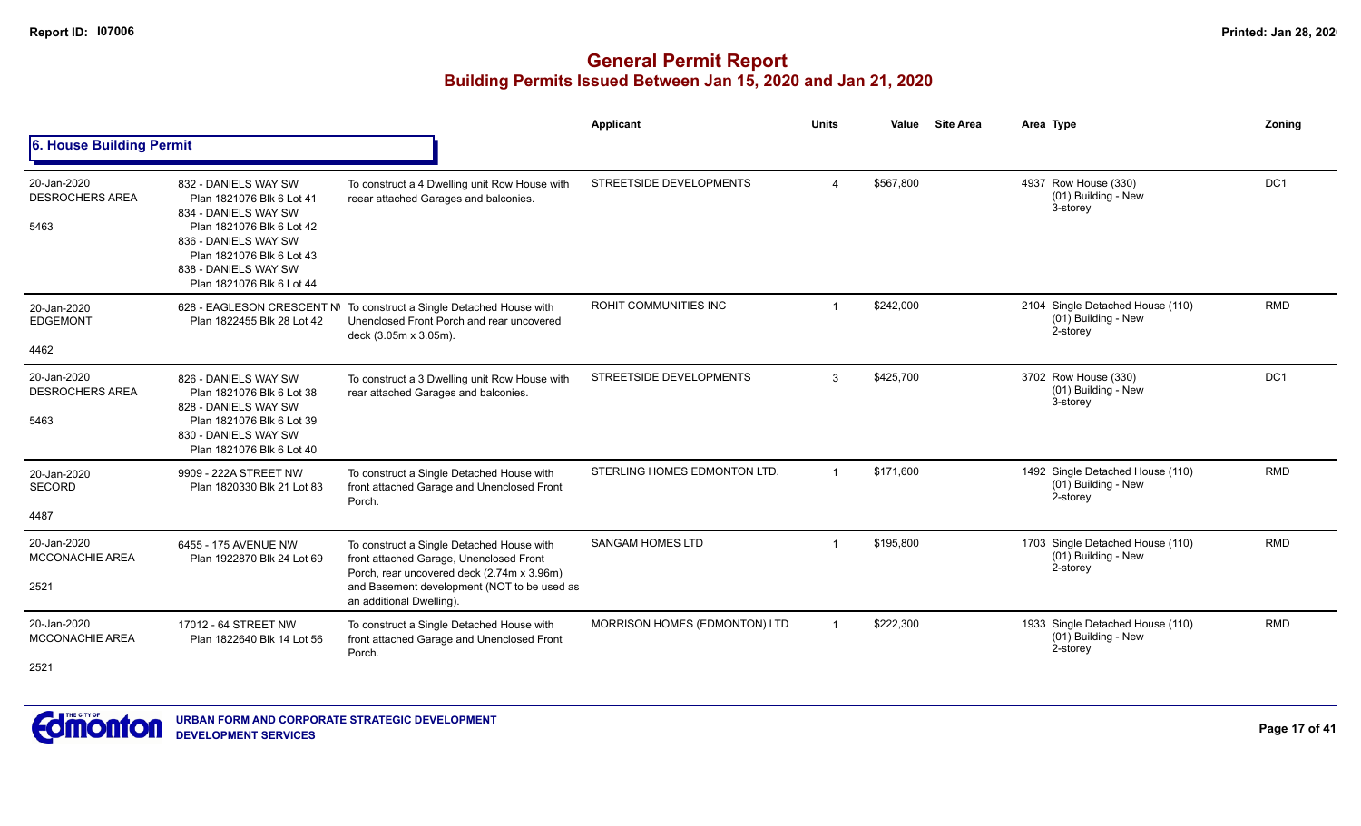# General Permit Report

## Building Permits Issued Between Jan 15, 2020 and Jan 21, 2020

### 6. House Building Permit

| Date / Neighbourhood | Address / Legal | Description | Applicant | Units | Value | Site Area | Area | Type | Zoning |
|---|---|---|---|---|---|---|---|---|---|
| 20-Jan-2020<br>DESROCHERS AREA<br>5463 | 832 - DANIELS WAY SW<br>Plan 1821076 Blk 6 Lot 41<br>834 - DANIELS WAY SW<br>Plan 1821076 Blk 6 Lot 42<br>836 - DANIELS WAY SW<br>Plan 1821076 Blk 6 Lot 43<br>838 - DANIELS WAY SW<br>Plan 1821076 Blk 6 Lot 44 | To construct a 4 Dwelling unit Row House with reear attached Garages and balconies. | STREETSIDE DEVELOPMENTS | 4 | $567,800 | | 4937 | Row House (330)<br>(01) Building - New<br>3-storey | DC1 |
| 20-Jan-2020<br>EDGEMONT<br>4462 | 628 - EAGLESON CRESCENT NW<br>Plan 1822455 Blk 28 Lot 42 | To construct a Single Detached House with Unenclosed Front Porch and rear uncovered deck (3.05m x 3.05m). | ROHIT COMMUNITIES INC | 1 | $242,000 | | 2104 | Single Detached House (110)<br>(01) Building - New<br>2-storey | RMD |
| 20-Jan-2020<br>DESROCHERS AREA<br>5463 | 826 - DANIELS WAY SW<br>Plan 1821076 Blk 6 Lot 38<br>828 - DANIELS WAY SW<br>Plan 1821076 Blk 6 Lot 39<br>830 - DANIELS WAY SW<br>Plan 1821076 Blk 6 Lot 40 | To construct a 3 Dwelling unit Row House with rear attached Garages and balconies. | STREETSIDE DEVELOPMENTS | 3 | $425,700 | | 3702 | Row House (330)<br>(01) Building - New<br>3-storey | DC1 |
| 20-Jan-2020<br>SECORD<br>4487 | 9909 - 222A STREET NW<br>Plan 1820330 Blk 21 Lot 83 | To construct a Single Detached House with front attached Garage and Unenclosed Front Porch. | STERLING HOMES EDMONTON LTD. | 1 | $171,600 | | 1492 | Single Detached House (110)<br>(01) Building - New<br>2-storey | RMD |
| 20-Jan-2020<br>MCCONACHIE AREA<br>2521 | 6455 - 175 AVENUE NW<br>Plan 1922870 Blk 24 Lot 69 | To construct a Single Detached House with front attached Garage, Unenclosed Front Porch, rear uncovered deck (2.74m x 3.96m) and Basement development (NOT to be used as an additional Dwelling). | SANGAM HOMES LTD | 1 | $195,800 | | 1703 | Single Detached House (110)<br>(01) Building - New<br>2-storey | RMD |
| 20-Jan-2020<br>MCCONACHIE AREA<br>2521 | 17012 - 64 STREET NW<br>Plan 1822640 Blk 14 Lot 56 | To construct a Single Detached House with front attached Garage and Unenclosed Front Porch. | MORRISON HOMES (EDMONTON) LTD | 1 | $222,300 | | 1933 | Single Detached House (110)<br>(01) Building - New<br>2-storey | RMD |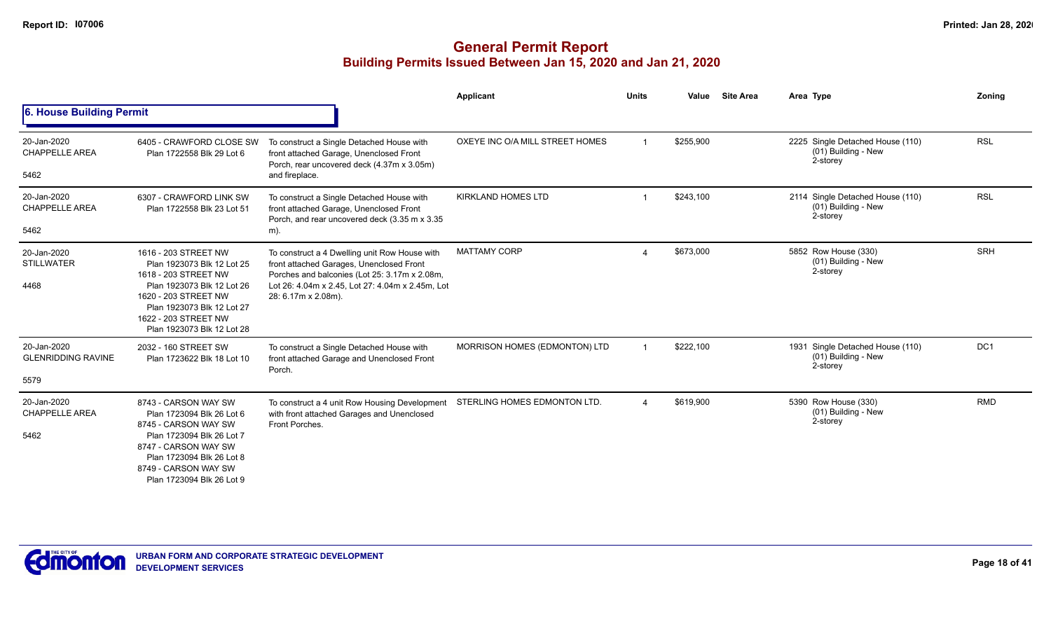# General Permit Report
## Building Permits Issued Between Jan 15, 2020 and Jan 21, 2020

### 6. House Building Permit

| | | | Applicant | Units | Value | Site Area | Area Type | Zoning |
|---|---|---|---|---|---|---|---|---|
| 20-Jan-2020 CHAPPELLE AREA 5462 | 6405 - CRAWFORD CLOSE SW Plan 1722558 Blk 29 Lot 6 | To construct a Single Detached House with front attached Garage, Unenclosed Front Porch, rear uncovered deck (4.37m x 3.05m) and fireplace. | OXEYE INC O/A MILL STREET HOMES | 1 | $255,900 | | 2225 Single Detached House (110) (01) Building - New 2-storey | RSL |
| 20-Jan-2020 CHAPPELLE AREA 5462 | 6307 - CRAWFORD LINK SW Plan 1722558 Blk 23 Lot 51 | To construct a Single Detached House with front attached Garage, Unenclosed Front Porch, and rear uncovered deck (3.35 m x 3.35 m). | KIRKLAND HOMES LTD | 1 | $243,100 | | 2114 Single Detached House (110) (01) Building - New 2-storey | RSL |
| 20-Jan-2020 STILLWATER 4468 | 1616 - 203 STREET NW Plan 1923073 Blk 12 Lot 25 1618 - 203 STREET NW Plan 1923073 Blk 12 Lot 26 1620 - 203 STREET NW Plan 1923073 Blk 12 Lot 27 1622 - 203 STREET NW Plan 1923073 Blk 12 Lot 28 | To construct a 4 Dwelling unit Row House with front attached Garages, Unenclosed Front Porches and balconies (Lot 25: 3.17m x 2.08m, Lot 26: 4.04m x 2.45, Lot 27: 4.04m x 2.45m, Lot 28: 6.17m x 2.08m). | MATTAMY CORP | 4 | $673,000 | | 5852 Row House (330) (01) Building - New 2-storey | SRH |
| 20-Jan-2020 GLENRIDDING RAVINE 5579 | 2032 - 160 STREET SW Plan 1723622 Blk 18 Lot 10 | To construct a Single Detached House with front attached Garage and Unenclosed Front Porch. | MORRISON HOMES (EDMONTON) LTD | 1 | $222,100 | | 1931 Single Detached House (110) (01) Building - New 2-storey | DC1 |
| 20-Jan-2020 CHAPPELLE AREA 5462 | 8743 - CARSON WAY SW Plan 1723094 Blk 26 Lot 6 8745 - CARSON WAY SW Plan 1723094 Blk 26 Lot 7 8747 - CARSON WAY SW Plan 1723094 Blk 26 Lot 8 8749 - CARSON WAY SW Plan 1723094 Blk 26 Lot 9 | To construct a 4 unit Row Housing Development with front attached Garages and Unenclosed Front Porches. | STERLING HOMES EDMONTON LTD. | 4 | $619,900 | | 5390 Row House (330) (01) Building - New 2-storey | RMD |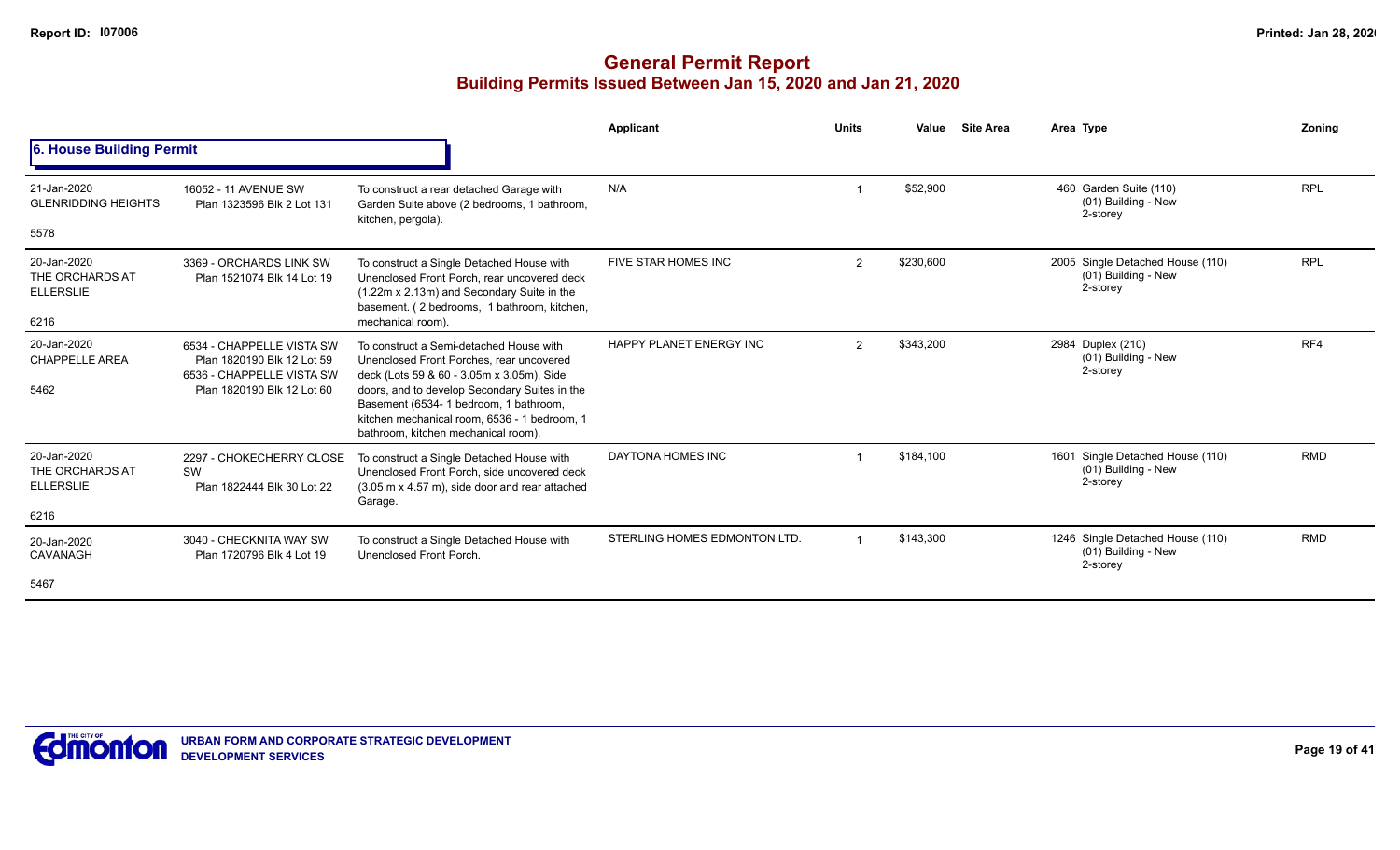# General Permit Report
## Building Permits Issued Between Jan 15, 2020 and Jan 21, 2020

### 6. House Building Permit

| Date / Neighbourhood | Address / Legal | Description | Applicant | Units | Value | Site Area | Area | Type | Zoning |
|---|---|---|---|---|---|---|---|---|---|
| 21-Jan-2020 GLENRIDDING HEIGHTS 5578 | 16052 - 11 AVENUE SW Plan 1323596 Blk 2 Lot 131 | To construct a rear detached Garage with Garden Suite above (2 bedrooms, 1 bathroom, kitchen, pergola). | N/A | 1 | $52,900 | | 460 | Garden Suite (110) (01) Building - New 2-storey | RPL |
| 20-Jan-2020 THE ORCHARDS AT ELLERSLIE 6216 | 3369 - ORCHARDS LINK SW Plan 1521074 Blk 14 Lot 19 | To construct a Single Detached House with Unenclosed Front Porch, rear uncovered deck (1.22m x 2.13m) and Secondary Suite in the basement. ( 2 bedrooms, 1 bathroom, kitchen, mechanical room). | FIVE STAR HOMES INC | 2 | $230,600 | | 2005 | Single Detached House (110) (01) Building - New 2-storey | RPL |
| 20-Jan-2020 CHAPPELLE AREA 5462 | 6534 - CHAPPELLE VISTA SW Plan 1820190 Blk 12 Lot 59 6536 - CHAPPELLE VISTA SW Plan 1820190 Blk 12 Lot 60 | To construct a Semi-detached House with Unenclosed Front Porches, rear uncovered deck (Lots 59 & 60 - 3.05m x 3.05m), Side doors, and to develop Secondary Suites in the Basement (6534- 1 bedroom, 1 bathroom, kitchen mechanical room, 6536 - 1 bedroom, 1 bathroom, kitchen mechanical room). | HAPPY PLANET ENERGY INC | 2 | $343,200 | | 2984 | Duplex (210) (01) Building - New 2-storey | RF4 |
| 20-Jan-2020 THE ORCHARDS AT ELLERSLIE 6216 | 2297 - CHOKECHERRY CLOSE SW Plan 1822444 Blk 30 Lot 22 | To construct a Single Detached House with Unenclosed Front Porch, side uncovered deck (3.05 m x 4.57 m), side door and rear attached Garage. | DAYTONA HOMES INC | 1 | $184,100 | | 1601 | Single Detached House (110) (01) Building - New 2-storey | RMD |
| 20-Jan-2020 CAVANAGH 5467 | 3040 - CHECKNITA WAY SW Plan 1720796 Blk 4 Lot 19 | To construct a Single Detached House with Unenclosed Front Porch. | STERLING HOMES EDMONTON LTD. | 1 | $143,300 | | 1246 | Single Detached House (110) (01) Building - New 2-storey | RMD |

URBAN FORM AND CORPORATE STRATEGIC DEVELOPMENT
DEVELOPMENT SERVICES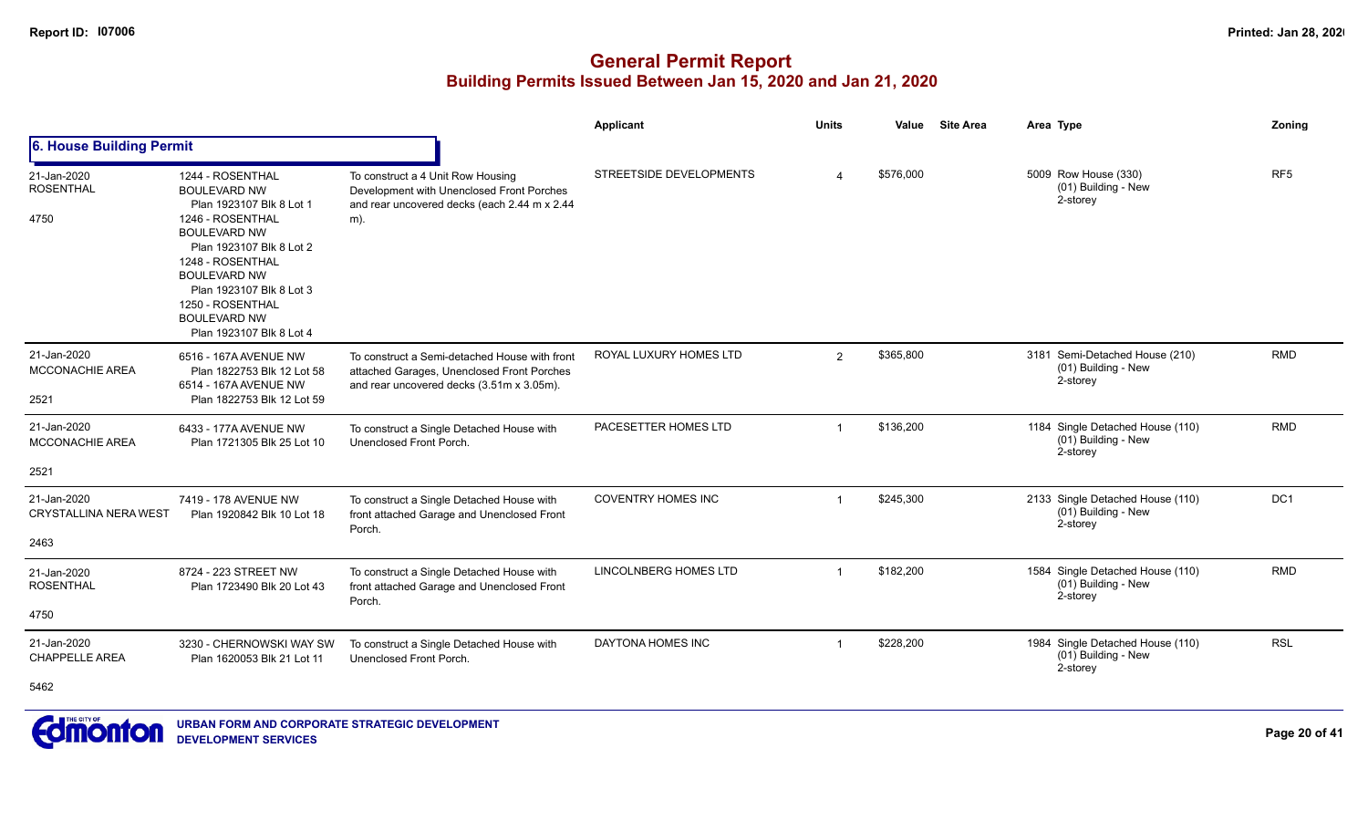# General Permit Report

## Building Permits Issued Between Jan 15, 2020 and Jan 21, 2020

### 6. House Building Permit

| Date / Neighbourhood | Address / Legal | Description | Applicant | Units | Value | Site Area | Area Type | Zoning |
|---|---|---|---|---|---|---|---|---|
| 21-Jan-2020 ROSENTHAL 4750 | 1244 - ROSENTHAL BOULEVARD NW Plan 1923107 Blk 8 Lot 1; 1246 - ROSENTHAL BOULEVARD NW Plan 1923107 Blk 8 Lot 2; 1248 - ROSENTHAL BOULEVARD NW Plan 1923107 Blk 8 Lot 3; 1250 - ROSENTHAL BOULEVARD NW Plan 1923107 Blk 8 Lot 4 | To construct a 4 Unit Row Housing Development with Unenclosed Front Porches and rear uncovered decks (each 2.44 m x 2.44 m). | STREETSIDE DEVELOPMENTS | 4 | $576,000 | | 5009 Row House (330) (01) Building - New 2-storey | RF5 |
| 21-Jan-2020 MCCONACHIE AREA 2521 | 6516 - 167A AVENUE NW Plan 1822753 Blk 12 Lot 58; 6514 - 167A AVENUE NW Plan 1822753 Blk 12 Lot 59 | To construct a Semi-detached House with front attached Garages, Unenclosed Front Porches and rear uncovered decks (3.51m x 3.05m). | ROYAL LUXURY HOMES LTD | 2 | $365,800 | | 3181 Semi-Detached House (210) (01) Building - New 2-storey | RMD |
| 21-Jan-2020 MCCONACHIE AREA 2521 | 6433 - 177A AVENUE NW Plan 1721305 Blk 25 Lot 10 | To construct a Single Detached House with Unenclosed Front Porch. | PACESETTER HOMES LTD | 1 | $136,200 | | 1184 Single Detached House (110) (01) Building - New 2-storey | RMD |
| 21-Jan-2020 CRYSTALLINA NERA WEST 2463 | 7419 - 178 AVENUE NW Plan 1920842 Blk 10 Lot 18 | To construct a Single Detached House with front attached Garage and Unenclosed Front Porch. | COVENTRY HOMES INC | 1 | $245,300 | | 2133 Single Detached House (110) (01) Building - New 2-storey | DC1 |
| 21-Jan-2020 ROSENTHAL 4750 | 8724 - 223 STREET NW Plan 1723490 Blk 20 Lot 43 | To construct a Single Detached House with front attached Garage and Unenclosed Front Porch. | LINCOLNBERG HOMES LTD | 1 | $182,200 | | 1584 Single Detached House (110) (01) Building - New 2-storey | RMD |
| 21-Jan-2020 CHAPPELLE AREA 5462 | 3230 - CHERNOWSKI WAY SW Plan 1620053 Blk 21 Lot 11 | To construct a Single Detached House with Unenclosed Front Porch. | DAYTONA HOMES INC | 1 | $228,200 | | 1984 Single Detached House (110) (01) Building - New 2-storey | RSL |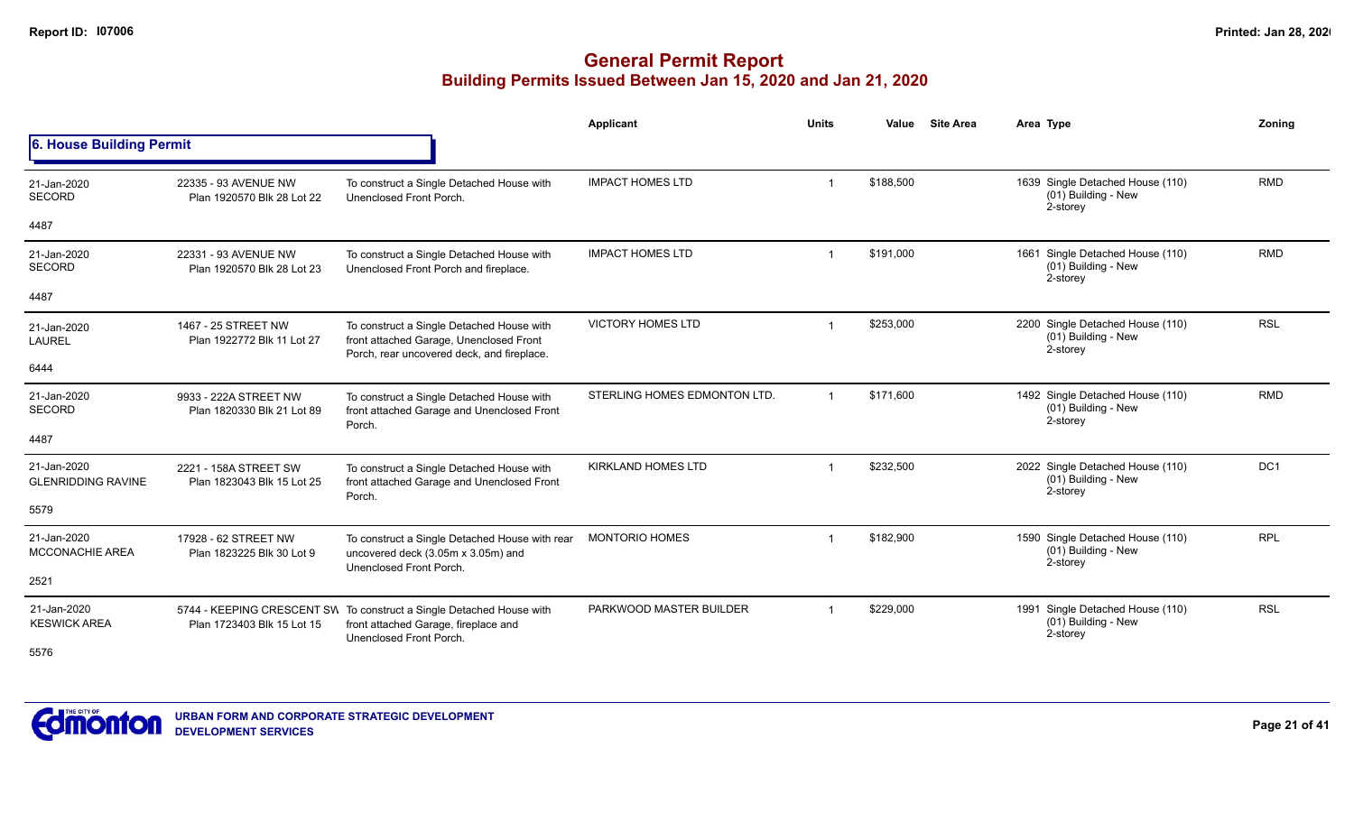# General Permit Report
## Building Permits Issued Between Jan 15, 2020 and Jan 21, 2020

### 6. House Building Permit

| Date / Neighbourhood | Address / Legal | Description | Applicant | Units | Value | Site Area | Area | Type | Zoning |
|---|---|---|---|---|---|---|---|---|---|
| 21-Jan-2020 SECORD 4487 | 22335 - 93 AVENUE NW Plan 1920570 Blk 28 Lot 22 | To construct a Single Detached House with Unenclosed Front Porch. | IMPACT HOMES LTD | 1 | $188,500 | | 1639 | Single Detached House (110) (01) Building - New 2-storey | RMD |
| 21-Jan-2020 SECORD 4487 | 22331 - 93 AVENUE NW Plan 1920570 Blk 28 Lot 23 | To construct a Single Detached House with Unenclosed Front Porch and fireplace. | IMPACT HOMES LTD | 1 | $191,000 | | 1661 | Single Detached House (110) (01) Building - New 2-storey | RMD |
| 21-Jan-2020 LAUREL 6444 | 1467 - 25 STREET NW Plan 1922772 Blk 11 Lot 27 | To construct a Single Detached House with front attached Garage, Unenclosed Front Porch, rear uncovered deck, and fireplace. | VICTORY HOMES LTD | 1 | $253,000 | | 2200 | Single Detached House (110) (01) Building - New 2-storey | RSL |
| 21-Jan-2020 SECORD 4487 | 9933 - 222A STREET NW Plan 1820330 Blk 21 Lot 89 | To construct a Single Detached House with front attached Garage and Unenclosed Front Porch. | STERLING HOMES EDMONTON LTD. | 1 | $171,600 | | 1492 | Single Detached House (110) (01) Building - New 2-storey | RMD |
| 21-Jan-2020 GLENRIDDING RAVINE 5579 | 2221 - 158A STREET SW Plan 1823043 Blk 15 Lot 25 | To construct a Single Detached House with front attached Garage and Unenclosed Front Porch. | KIRKLAND HOMES LTD | 1 | $232,500 | | 2022 | Single Detached House (110) (01) Building - New 2-storey | DC1 |
| 21-Jan-2020 MCCONACHIE AREA 2521 | 17928 - 62 STREET NW Plan 1823225 Blk 30 Lot 9 | To construct a Single Detached House with rear uncovered deck (3.05m x 3.05m) and Unenclosed Front Porch. | MONTORIO HOMES | 1 | $182,900 | | 1590 | Single Detached House (110) (01) Building - New 2-storey | RPL |
| 21-Jan-2020 KESWICK AREA 5576 | 5744 - KEEPING CRESCENT SW Plan 1723403 Blk 15 Lot 15 | To construct a Single Detached House with front attached Garage, fireplace and Unenclosed Front Porch. | PARKWOOD MASTER BUILDER | 1 | $229,000 | | 1991 | Single Detached House (110) (01) Building - New 2-storey | RSL |

URBAN FORM AND CORPORATE STRATEGIC DEVELOPMENT
DEVELOPMENT SERVICES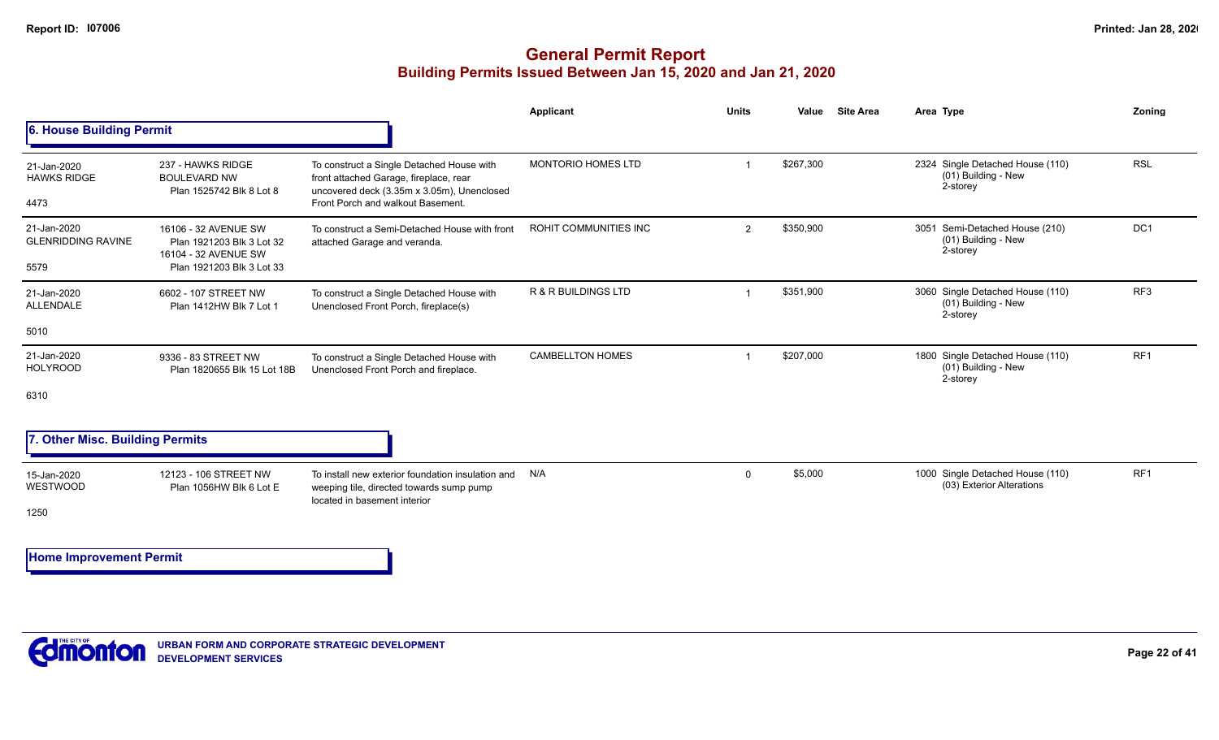# General Permit Report
## Building Permits Issued Between Jan 15, 2020 and Jan 21, 2020

### 6. House Building Permit

| Date / Neighbourhood / Project | Address / Legal | Description | Applicant | Units | Value | Site Area | Area | Type | Zoning |
|---|---|---|---|---|---|---|---|---|---|
| 21-Jan-2020 HAWKS RIDGE 4473 | 237 - HAWKS RIDGE BOULEVARD NW Plan 1525742 Blk 8 Lot 8 | To construct a Single Detached House with front attached Garage, fireplace, rear uncovered deck (3.35m x 3.05m), Unenclosed Front Porch and walkout Basement. | MONTORIO HOMES LTD | 1 | $267,300 | | 2324 | Single Detached House (110) (01) Building - New 2-storey | RSL |
| 21-Jan-2020 GLENRIDDING RAVINE 5579 | 16106 - 32 AVENUE SW Plan 1921203 Blk 3 Lot 32 16104 - 32 AVENUE SW Plan 1921203 Blk 3 Lot 33 | To construct a Semi-Detached House with front attached Garage and veranda. | ROHIT COMMUNITIES INC | 2 | $350,900 | | 3051 | Semi-Detached House (210) (01) Building - New 2-storey | DC1 |
| 21-Jan-2020 ALLENDALE 5010 | 6602 - 107 STREET NW Plan 1412HW Blk 7 Lot 1 | To construct a Single Detached House with Unenclosed Front Porch, fireplace(s) | R & R BUILDINGS LTD | 1 | $351,900 | | 3060 | Single Detached House (110) (01) Building - New 2-storey | RF3 |
| 21-Jan-2020 HOLYROOD 6310 | 9336 - 83 STREET NW Plan 1820655 Blk 15 Lot 18B | To construct a Single Detached House with Unenclosed Front Porch and fireplace. | CAMBELLTON HOMES | 1 | $207,000 | | 1800 | Single Detached House (110) (01) Building - New 2-storey | RF1 |

### 7. Other Misc. Building Permits

| Date / Neighbourhood / Project | Address / Legal | Description | Applicant | Units | Value | Site Area | Area | Type | Zoning |
|---|---|---|---|---|---|---|---|---|---|
| 15-Jan-2020 WESTWOOD 1250 | 12123 - 106 STREET NW Plan 1056HW Blk 6 Lot E | To install new exterior foundation insulation and weeping tile, directed towards sump pump located in basement interior | N/A | 0 | $5,000 | | 1000 | Single Detached House (110) (03) Exterior Alterations | RF1 |

### Home Improvement Permit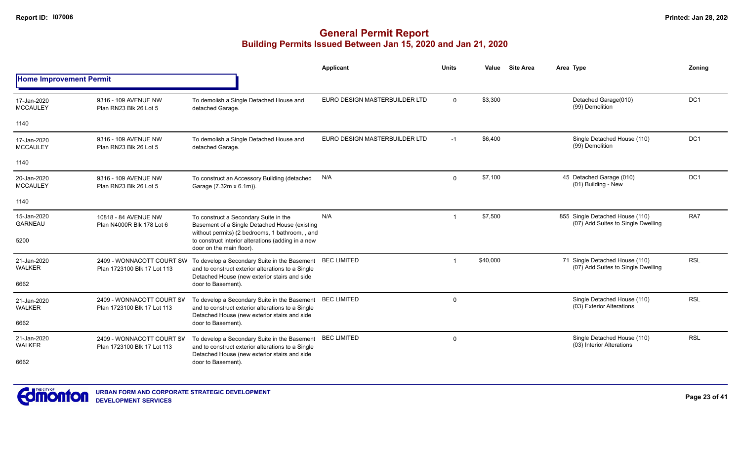# General Permit Report
## Building Permits Issued Between Jan 15, 2020 and Jan 21, 2020

**Home Improvement Permit**

| Date / Neighbourhood | Address / Legal | Description | Applicant | Units | Value | Site Area | Area | Type | Zoning |
|---|---|---|---|---|---|---|---|---|---|
| 17-Jan-2020 MCCAULEY 1140 | 9316 - 109 AVENUE NW Plan RN23 Blk 26 Lot 5 | To demolish a Single Detached House and detached Garage. | EURO DESIGN MASTERBUILDER LTD | 0 | $3,300 | | | Detached Garage(010) (99) Demolition | DC1 |
| 17-Jan-2020 MCCAULEY 1140 | 9316 - 109 AVENUE NW Plan RN23 Blk 26 Lot 5 | To demolish a Single Detached House and detached Garage. | EURO DESIGN MASTERBUILDER LTD | -1 | $6,400 | | | Single Detached House (110) (99) Demolition | DC1 |
| 20-Jan-2020 MCCAULEY 1140 | 9316 - 109 AVENUE NW Plan RN23 Blk 26 Lot 5 | To construct an Accessory Building (detached Garage (7.32m x 6.1m)). | N/A | 0 | $7,100 | | 45 | Detached Garage (010) (01) Building - New | DC1 |
| 15-Jan-2020 GARNEAU 5200 | 10818 - 84 AVENUE NW Plan N4000R Blk 178 Lot 6 | To construct a Secondary Suite in the Basement of a Single Detached House (existing without permits) (2 bedrooms, 1 bathroom, , and to construct interior alterations (adding in a new door on the main floor). | N/A | 1 | $7,500 | | 855 | Single Detached House (110) (07) Add Suites to Single Dwelling | RA7 |
| 21-Jan-2020 WALKER 6662 | 2409 - WONNACOTT COURT SW Plan 1723100 Blk 17 Lot 113 | To develop a Secondary Suite in the Basement and to construct exterior alterations to a Single Detached House (new exterior stairs and side door to Basement). | BEC LIMITED | 1 | $40,000 | | 71 | Single Detached House (110) (07) Add Suites to Single Dwelling | RSL |
| 21-Jan-2020 WALKER 6662 | 2409 - WONNACOTT COURT SW Plan 1723100 Blk 17 Lot 113 | To develop a Secondary Suite in the Basement and to construct exterior alterations to a Single Detached House (new exterior stairs and side door to Basement). | BEC LIMITED | 0 | | | | Single Detached House (110) (03) Exterior Alterations | RSL |
| 21-Jan-2020 WALKER 6662 | 2409 - WONNACOTT COURT SW Plan 1723100 Blk 17 Lot 113 | To develop a Secondary Suite in the Basement and to construct exterior alterations to a Single Detached House (new exterior stairs and side door to Basement). | BEC LIMITED | 0 | | | | Single Detached House (110) (03) Interior Alterations | RSL |

URBAN FORM AND CORPORATE STRATEGIC DEVELOPMENT
DEVELOPMENT SERVICES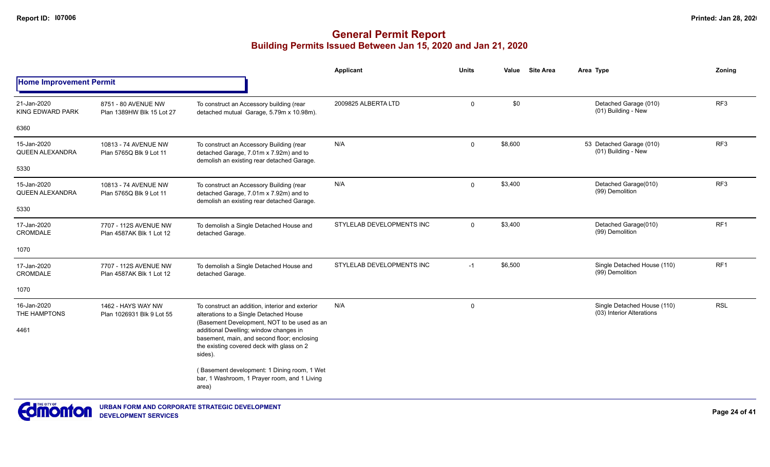# General Permit Report
## Building Permits Issued Between Jan 15, 2020 and Jan 21, 2020

### Home Improvement Permit

| Date / Neighbourhood | Address / Legal | Description | Applicant | Units | Value | Site Area | Area Type | Zoning |
|---|---|---|---|---|---|---|---|---|
| 21-Jan-2020 KING EDWARD PARK 6360 | 8751 - 80 AVENUE NW Plan 1389HW Blk 15 Lot 27 | To construct an Accessory building (rear detached mutual Garage, 5.79m x 10.98m). | 2009825 ALBERTA LTD | 0 | $0 | | Detached Garage (010) (01) Building - New | RF3 |
| 15-Jan-2020 QUEEN ALEXANDRA 5330 | 10813 - 74 AVENUE NW Plan 5765Q Blk 9 Lot 11 | To construct an Accessory Building (rear detached Garage, 7.01m x 7.92m) and to demolish an existing rear detached Garage. | N/A | 0 | $8,600 | 53 | Detached Garage (010) (01) Building - New | RF3 |
| 15-Jan-2020 QUEEN ALEXANDRA 5330 | 10813 - 74 AVENUE NW Plan 5765Q Blk 9 Lot 11 | To construct an Accessory Building (rear detached Garage, 7.01m x 7.92m) and to demolish an existing rear detached Garage. | N/A | 0 | $3,400 | | Detached Garage(010) (99) Demolition | RF3 |
| 17-Jan-2020 CROMDALE 1070 | 7707 - 112S AVENUE NW Plan 4587AK Blk 1 Lot 12 | To demolish a Single Detached House and detached Garage. | STYLELAB DEVELOPMENTS INC | 0 | $3,400 | | Detached Garage(010) (99) Demolition | RF1 |
| 17-Jan-2020 CROMDALE 1070 | 7707 - 112S AVENUE NW Plan 4587AK Blk 1 Lot 12 | To demolish a Single Detached House and detached Garage. | STYLELAB DEVELOPMENTS INC | -1 | $6,500 | | Single Detached House (110) (99) Demolition | RF1 |
| 16-Jan-2020 THE HAMPTONS 4461 | 1462 - HAYS WAY NW Plan 1026931 Blk 9 Lot 55 | To construct an addition, interior and exterior alterations to a Single Detached House (Basement Development, NOT to be used as an additional Dwelling; window changes in basement, main, and second floor; enclosing the existing covered deck with glass on 2 sides). ( Basement development: 1 Dining room, 1 Wet bar, 1 Washroom, 1 Prayer room, and 1 Living area) | N/A | 0 | | | Single Detached House (110) (03) Interior Alterations | RSL |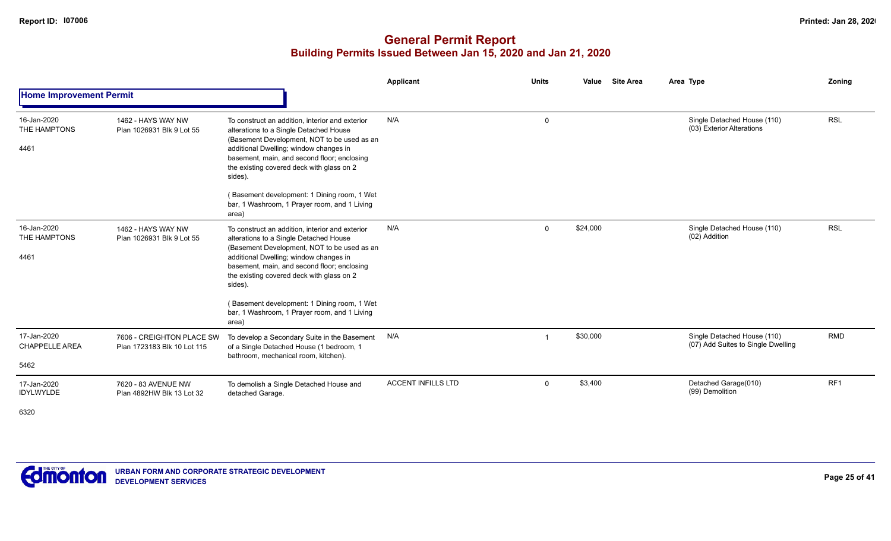# General Permit Report
## Building Permits Issued Between Jan 15, 2020 and Jan 21, 2020

| | | | Applicant | Units | Value | Site Area | Area Type | Zoning |
|---|---|---|---|---|---|---|---|---|
| **Home Improvement Permit** | | | | | | | | |
| 16-Jan-2020 THE HAMPTONS 4461 | 1462 - HAYS WAY NW Plan 1026931 Blk 9 Lot 55 | To construct an addition, interior and exterior alterations to a Single Detached House (Basement Development, NOT to be used as an additional Dwelling; window changes in basement, main, and second floor; enclosing the existing covered deck with glass on 2 sides). ( Basement development: 1 Dining room, 1 Wet bar, 1 Washroom, 1 Prayer room, and 1 Living area) | N/A | 0 | | | Single Detached House (110) (03) Exterior Alterations | RSL |
| 16-Jan-2020 THE HAMPTONS 4461 | 1462 - HAYS WAY NW Plan 1026931 Blk 9 Lot 55 | To construct an addition, interior and exterior alterations to a Single Detached House (Basement Development, NOT to be used as an additional Dwelling; window changes in basement, main, and second floor; enclosing the existing covered deck with glass on 2 sides). ( Basement development: 1 Dining room, 1 Wet bar, 1 Washroom, 1 Prayer room, and 1 Living area) | N/A | 0 | $24,000 | | Single Detached House (110) (02) Addition | RSL |
| 17-Jan-2020 CHAPPELLE AREA 5462 | 7606 - CREIGHTON PLACE SW Plan 1723183 Blk 10 Lot 115 | To develop a Secondary Suite in the Basement of a Single Detached House (1 bedroom, 1 bathroom, mechanical room, kitchen). | N/A | 1 | $30,000 | | Single Detached House (110) (07) Add Suites to Single Dwelling | RMD |
| 17-Jan-2020 IDYLWYLDE 6320 | 7620 - 83 AVENUE NW Plan 4892HW Blk 13 Lot 32 | To demolish a Single Detached House and detached Garage. | ACCENT INFILLS LTD | 0 | $3,400 | | Detached Garage(010) (99) Demolition | RF1 |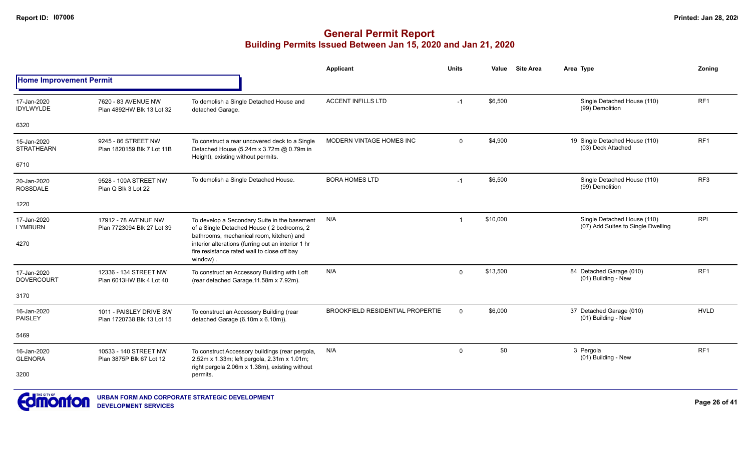# General Permit Report
## Building Permits Issued Between Jan 15, 2020 and Jan 21, 2020

### Home Improvement Permit

| Date / Neighbourhood | Address / Legal | Description | Applicant | Units | Value | Site Area | Area | Type | Zoning |
|---|---|---|---|---|---|---|---|---|---|
| 17-Jan-2020 IDYLWYLDE 6320 | 7620 - 83 AVENUE NW Plan 4892HW Blk 13 Lot 32 | To demolish a Single Detached House and detached Garage. | ACCENT INFILLS LTD | -1 | $6,500 | | | Single Detached House (110) (99) Demolition | RF1 |
| 15-Jan-2020 STRATHEARN 6710 | 9245 - 86 STREET NW Plan 1820159 Blk 7 Lot 11B | To construct a rear uncovered deck to a Single Detached House (5.24m x 3.72m @ 0.79m in Height), existing without permits. | MODERN VINTAGE HOMES INC | 0 | $4,900 | | 19 | Single Detached House (110) (03) Deck Attached | RF1 |
| 20-Jan-2020 ROSSDALE 1220 | 9528 - 100A STREET NW Plan Q Blk 3 Lot 22 | To demolish a Single Detached House. | BORA HOMES LTD | -1 | $6,500 | | | Single Detached House (110) (99) Demolition | RF3 |
| 17-Jan-2020 LYMBURN 4270 | 17912 - 78 AVENUE NW Plan 7723094 Blk 27 Lot 39 | To develop a Secondary Suite in the basement of a Single Detached House ( 2 bedrooms, 2 bathrooms, mechanical room, kitchen) and interior alterations (furring out an interior 1 hr fire resistance rated wall to close off bay window) . | N/A | 1 | $10,000 | | | Single Detached House (110) (07) Add Suites to Single Dwelling | RPL |
| 17-Jan-2020 DOVERCOURT 3170 | 12336 - 134 STREET NW Plan 6013HW Blk 4 Lot 40 | To construct an Accessory Building with Loft (rear detached Garage,11.58m x 7.92m). | N/A | 0 | $13,500 | | 84 | Detached Garage (010) (01) Building - New | RF1 |
| 16-Jan-2020 PAISLEY 5469 | 1011 - PAISLEY DRIVE SW Plan 1720738 Blk 13 Lot 15 | To construct an Accessory Building (rear detached Garage (6.10m x 6.10m)). | BROOKFIELD RESIDENTIAL PROPERTIE | 0 | $6,000 | | 37 | Detached Garage (010) (01) Building - New | HVLD |
| 16-Jan-2020 GLENORA 3200 | 10533 - 140 STREET NW Plan 3875P Blk 67 Lot 12 | To construct Accessory buildings (rear pergola, 2.52m x 1.33m; left pergola, 2.31m x 1.01m; right pergola 2.06m x 1.38m), existing without permits. | N/A | 0 | $0 | | 3 | Pergola (01) Building - New | RF1 |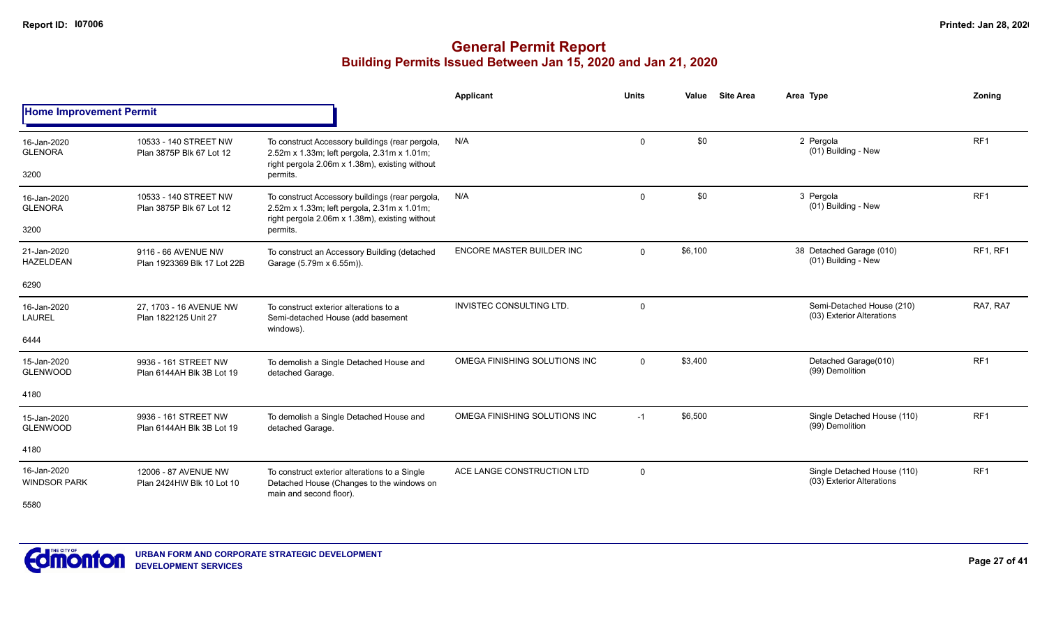# General Permit Report
## Building Permits Issued Between Jan 15, 2020 and Jan 21, 2020

| | | | Applicant | Units | Value | Site Area | Area Type | Zoning |
|---|---|---|---|---|---|---|---|---|
| **Home Improvement Permit** | | | | | | | | |
| 16-Jan-2020 GLENORA 3200 | 10533 - 140 STREET NW Plan 3875P Blk 67 Lot 12 | To construct Accessory buildings (rear pergola, 2.52m x 1.33m; left pergola, 2.31m x 1.01m; right pergola 2.06m x 1.38m), existing without permits. | N/A | 0 | $0 | | 2 Pergola (01) Building - New | RF1 |
| 16-Jan-2020 GLENORA 3200 | 10533 - 140 STREET NW Plan 3875P Blk 67 Lot 12 | To construct Accessory buildings (rear pergola, 2.52m x 1.33m; left pergola, 2.31m x 1.01m; right pergola 2.06m x 1.38m), existing without permits. | N/A | 0 | $0 | | 3 Pergola (01) Building - New | RF1 |
| 21-Jan-2020 HAZELDEAN 6290 | 9116 - 66 AVENUE NW Plan 1923369 Blk 17 Lot 22B | To construct an Accessory Building (detached Garage (5.79m x 6.55m)). | ENCORE MASTER BUILDER INC | 0 | $6,100 | | 38 Detached Garage (010) (01) Building - New | RF1, RF1 |
| 16-Jan-2020 LAUREL 6444 | 27, 1703 - 16 AVENUE NW Plan 1822125 Unit 27 | To construct exterior alterations to a Semi-detached House (add basement windows). | INVISTEC CONSULTING LTD. | 0 | | | Semi-Detached House (210) (03) Exterior Alterations | RA7, RA7 |
| 15-Jan-2020 GLENWOOD 4180 | 9936 - 161 STREET NW Plan 6144AH Blk 3B Lot 19 | To demolish a Single Detached House and detached Garage. | OMEGA FINISHING SOLUTIONS INC | 0 | $3,400 | | Detached Garage(010) (99) Demolition | RF1 |
| 15-Jan-2020 GLENWOOD 4180 | 9936 - 161 STREET NW Plan 6144AH Blk 3B Lot 19 | To demolish a Single Detached House and detached Garage. | OMEGA FINISHING SOLUTIONS INC | -1 | $6,500 | | Single Detached House (110) (99) Demolition | RF1 |
| 16-Jan-2020 WINDSOR PARK 5580 | 12006 - 87 AVENUE NW Plan 2424HW Blk 10 Lot 10 | To construct exterior alterations to a Single Detached House (Changes to the windows on main and second floor). | ACE LANGE CONSTRUCTION LTD | 0 | | | Single Detached House (110) (03) Exterior Alterations | RF1 |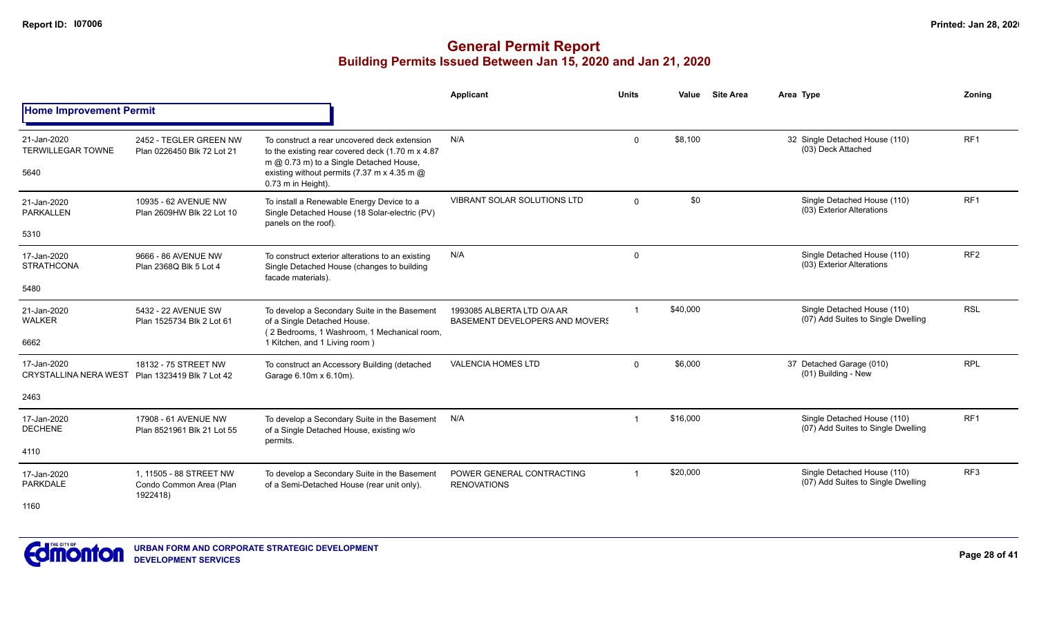# General Permit Report

## Building Permits Issued Between Jan 15, 2020 and Jan 21, 2020

| | | | Applicant | Units | Value | Site Area | Area Type | Zoning |
|---|---|---|---|---|---|---|---|---|
| **Home Improvement Permit** | | | | | | | | |
| 21-Jan-2020 TERWILLEGAR TOWNE 5640 | 2452 - TEGLER GREEN NW Plan 0226450 Blk 72 Lot 21 | To construct a rear uncovered deck extension to the existing rear covered deck (1.70 m x 4.87 m @ 0.73 m) to a Single Detached House, existing without permits (7.37 m x 4.35 m @ 0.73 m in Height). | N/A | 0 | $8,100 | | 32 Single Detached House (110) (03) Deck Attached | RF1 |
| 21-Jan-2020 PARKALLEN 5310 | 10935 - 62 AVENUE NW Plan 2609HW Blk 22 Lot 10 | To install a Renewable Energy Device to a Single Detached House (18 Solar-electric (PV) panels on the roof). | VIBRANT SOLAR SOLUTIONS LTD | 0 | $0 | | Single Detached House (110) (03) Exterior Alterations | RF1 |
| 17-Jan-2020 STRATHCONA 5480 | 9666 - 86 AVENUE NW Plan 2368Q Blk 5 Lot 4 | To construct exterior alterations to an existing Single Detached House (changes to building facade materials). | N/A | 0 | | | Single Detached House (110) (03) Exterior Alterations | RF2 |
| 21-Jan-2020 WALKER 6662 | 5432 - 22 AVENUE SW Plan 1525734 Blk 2 Lot 61 | To develop a Secondary Suite in the Basement of a Single Detached House. ( 2 Bedrooms, 1 Washroom, 1 Mechanical room, 1 Kitchen, and 1 Living room ) | 1993085 ALBERTA LTD O/A AR BASEMENT DEVELOPERS AND MOVERS | 1 | $40,000 | | Single Detached House (110) (07) Add Suites to Single Dwelling | RSL |
| 17-Jan-2020 CRYSTALLINA NERA WEST 2463 | 18132 - 75 STREET NW Plan 1323419 Blk 7 Lot 42 | To construct an Accessory Building (detached Garage 6.10m x 6.10m). | VALENCIA HOMES LTD | 0 | $6,000 | | 37 Detached Garage (010) (01) Building - New | RPL |
| 17-Jan-2020 DECHENE 4110 | 17908 - 61 AVENUE NW Plan 8521961 Blk 21 Lot 55 | To develop a Secondary Suite in the Basement of a Single Detached House, existing w/o permits. | N/A | 1 | $16,000 | | Single Detached House (110) (07) Add Suites to Single Dwelling | RF1 |
| 17-Jan-2020 PARKDALE 1160 | 1, 11505 - 88 STREET NW Condo Common Area (Plan 1922418) | To develop a Secondary Suite in the Basement of a Semi-Detached House (rear unit only). | POWER GENERAL CONTRACTING RENOVATIONS | 1 | $20,000 | | Single Detached House (110) (07) Add Suites to Single Dwelling | RF3 |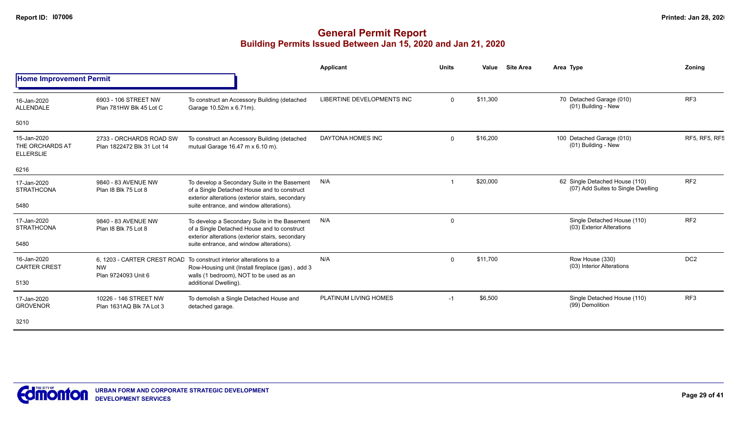# General Permit Report

## Building Permits Issued Between Jan 15, 2020 and Jan 21, 2020

### Home Improvement Permit

| Date / Neighbourhood | Address | Description | Applicant | Units | Value | Site Area | Area | Type | Zoning |
|---|---|---|---|---|---|---|---|---|---|
| 16-Jan-2020 ALLENDALE 5010 | 6903 - 106 STREET NW Plan 781HW Blk 45 Lot C | To construct an Accessory Building (detached Garage 10.52m x 6.71m). | LIBERTINE DEVELOPMENTS INC | 0 | $11,300 | | 70 | Detached Garage (010) (01) Building - New | RF3 |
| 15-Jan-2020 THE ORCHARDS AT ELLERSLIE 6216 | 2733 - ORCHARDS ROAD SW Plan 1822472 Blk 31 Lot 14 | To construct an Accessory Building (detached mutual Garage 16.47 m x 6.10 m). | DAYTONA HOMES INC | 0 | $16,200 | | 100 | Detached Garage (010) (01) Building - New | RF5, RF5, RF5 |
| 17-Jan-2020 STRATHCONA 5480 | 9840 - 83 AVENUE NW Plan I8 Blk 75 Lot 8 | To develop a Secondary Suite in the Basement of a Single Detached House and to construct exterior alterations (exterior stairs, secondary suite entrance, and window alterations). | N/A | 1 | $20,000 | | 62 | Single Detached House (110) (07) Add Suites to Single Dwelling | RF2 |
| 17-Jan-2020 STRATHCONA 5480 | 9840 - 83 AVENUE NW Plan I8 Blk 75 Lot 8 | To develop a Secondary Suite in the Basement of a Single Detached House and to construct exterior alterations (exterior stairs, secondary suite entrance, and window alterations). | N/A | 0 | | | | Single Detached House (110) (03) Exterior Alterations | RF2 |
| 16-Jan-2020 CARTER CREST 5130 | 6, 1203 - CARTER CREST ROAD NW Plan 9724093 Unit 6 | To construct interior alterations to a Row-Housing unit (Install fireplace (gas) , add 3 walls (1 bedroom), NOT to be used as an additional Dwelling). | N/A | 0 | $11,700 | | | Row House (330) (03) Interior Alterations | DC2 |
| 17-Jan-2020 GROVENOR 3210 | 10226 - 146 STREET NW Plan 1631AQ Blk 7A Lot 3 | To demolish a Single Detached House and detached garage. | PLATINUM LIVING HOMES | -1 | $6,500 | | | Single Detached House (110) (99) Demolition | RF3 |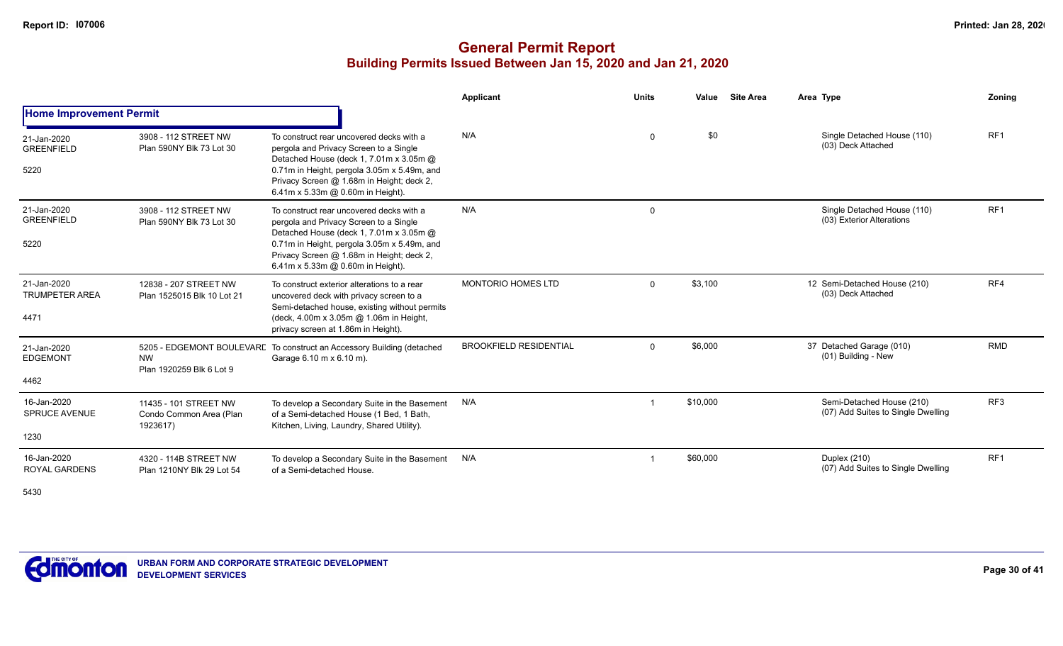# General Permit Report

## Building Permits Issued Between Jan 15, 2020 and Jan 21, 2020

| | | | Applicant | Units | Value | Site Area | Area Type | Zoning |
|---|---|---|---|---|---|---|---|---|
| **Home Improvement Permit** | | | | | | | | |
| 21-Jan-2020 GREENFIELD 5220 | 3908 - 112 STREET NW Plan 590NY Blk 73 Lot 30 | To construct rear uncovered decks with a pergola and Privacy Screen to a Single Detached House (deck 1, 7.01m x 3.05m @ 0.71m in Height, pergola 3.05m x 5.49m, and Privacy Screen @ 1.68m in Height; deck 2, 6.41m x 5.33m @ 0.60m in Height). | N/A | 0 | $0 | | Single Detached House (110) (03) Deck Attached | RF1 |
| 21-Jan-2020 GREENFIELD 5220 | 3908 - 112 STREET NW Plan 590NY Blk 73 Lot 30 | To construct rear uncovered decks with a pergola and Privacy Screen to a Single Detached House (deck 1, 7.01m x 3.05m @ 0.71m in Height, pergola 3.05m x 5.49m, and Privacy Screen @ 1.68m in Height; deck 2, 6.41m x 5.33m @ 0.60m in Height). | N/A | 0 | | | Single Detached House (110) (03) Exterior Alterations | RF1 |
| 21-Jan-2020 TRUMPETER AREA 4471 | 12838 - 207 STREET NW Plan 1525015 Blk 10 Lot 21 | To construct exterior alterations to a rear uncovered deck with privacy screen to a Semi-detached house, existing without permits (deck, 4.00m x 3.05m @ 1.06m in Height, privacy screen at 1.86m in Height). | MONTORIO HOMES LTD | 0 | $3,100 | | 12 Semi-Detached House (210) (03) Deck Attached | RF4 |
| 21-Jan-2020 EDGEMONT 4462 | 5205 - EDGEMONT BOULEVARD NW Plan 1920259 Blk 6 Lot 9 | To construct an Accessory Building (detached Garage 6.10 m x 6.10 m). | BROOKFIELD RESIDENTIAL | 0 | $6,000 | | 37 Detached Garage (010) (01) Building - New | RMD |
| 16-Jan-2020 SPRUCE AVENUE 1230 | 11435 - 101 STREET NW Condo Common Area (Plan 1923617) | To develop a Secondary Suite in the Basement of a Semi-detached House (1 Bed, 1 Bath, Kitchen, Living, Laundry, Shared Utility). | N/A | 1 | $10,000 | | Semi-Detached House (210) (07) Add Suites to Single Dwelling | RF3 |
| 16-Jan-2020 ROYAL GARDENS 5430 | 4320 - 114B STREET NW Plan 1210NY Blk 29 Lot 54 | To develop a Secondary Suite in the Basement of a Semi-detached House. | N/A | 1 | $60,000 | | Duplex (210) (07) Add Suites to Single Dwelling | RF1 |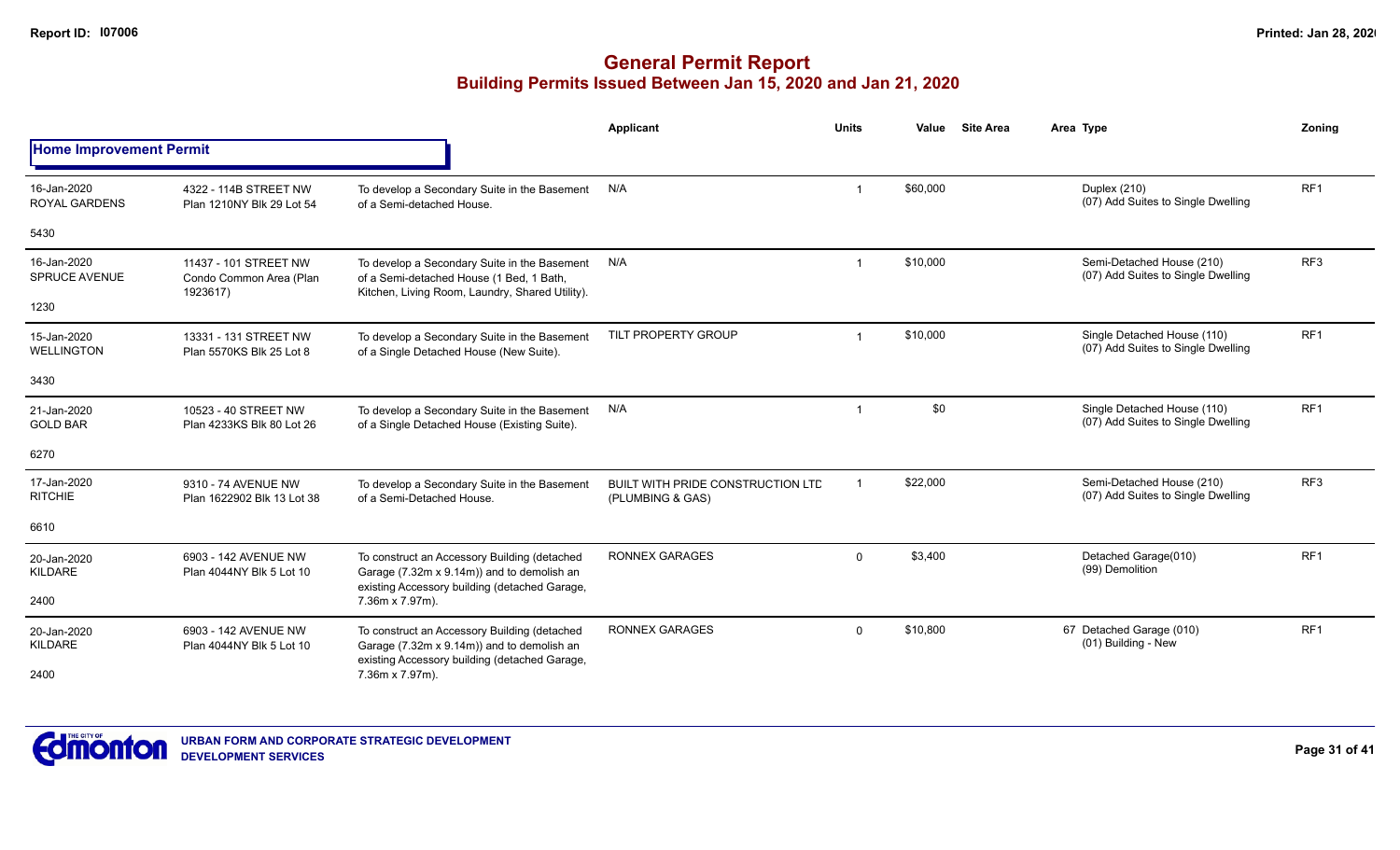# General Permit Report

## Building Permits Issued Between Jan 15, 2020 and Jan 21, 2020

### Home Improvement Permit

| Date / Neighbourhood | Address / Legal | Description | Applicant | Units | Value | Site Area | Area Type | Zoning |
|---|---|---|---|---|---|---|---|---|
| 16-Jan-2020 ROYAL GARDENS 5430 | 4322 - 114B STREET NW Plan 1210NY Blk 29 Lot 54 | To develop a Secondary Suite in the Basement of a Semi-detached House. | N/A | 1 | $60,000 | | Duplex (210) (07) Add Suites to Single Dwelling | RF1 |
| 16-Jan-2020 SPRUCE AVENUE 1230 | 11437 - 101 STREET NW Condo Common Area (Plan 1923617) | To develop a Secondary Suite in the Basement of a Semi-detached House (1 Bed, 1 Bath, Kitchen, Living Room, Laundry, Shared Utility). | N/A | 1 | $10,000 | | Semi-Detached House (210) (07) Add Suites to Single Dwelling | RF3 |
| 15-Jan-2020 WELLINGTON 3430 | 13331 - 131 STREET NW Plan 5570KS Blk 25 Lot 8 | To develop a Secondary Suite in the Basement of a Single Detached House (New Suite). | TILT PROPERTY GROUP | 1 | $10,000 | | Single Detached House (110) (07) Add Suites to Single Dwelling | RF1 |
| 21-Jan-2020 GOLD BAR 6270 | 10523 - 40 STREET NW Plan 4233KS Blk 80 Lot 26 | To develop a Secondary Suite in the Basement of a Single Detached House (Existing Suite). | N/A | 1 | $0 | | Single Detached House (110) (07) Add Suites to Single Dwelling | RF1 |
| 17-Jan-2020 RITCHIE 6610 | 9310 - 74 AVENUE NW Plan 1622902 Blk 13 Lot 38 | To develop a Secondary Suite in the Basement of a Semi-Detached House. | BUILT WITH PRIDE CONSTRUCTION LTD (PLUMBING & GAS) | 1 | $22,000 | | Semi-Detached House (210) (07) Add Suites to Single Dwelling | RF3 |
| 20-Jan-2020 KILDARE 2400 | 6903 - 142 AVENUE NW Plan 4044NY Blk 5 Lot 10 | To construct an Accessory Building (detached Garage (7.32m x 9.14m)) and to demolish an existing Accessory building (detached Garage, 7.36m x 7.97m). | RONNEX GARAGES | 0 | $3,400 | | Detached Garage(010) (99) Demolition | RF1 |
| 20-Jan-2020 KILDARE 2400 | 6903 - 142 AVENUE NW Plan 4044NY Blk 5 Lot 10 | To construct an Accessory Building (detached Garage (7.32m x 9.14m)) and to demolish an existing Accessory building (detached Garage, 7.36m x 7.97m). | RONNEX GARAGES | 0 | $10,800 | | 67 Detached Garage (010) (01) Building - New | RF1 |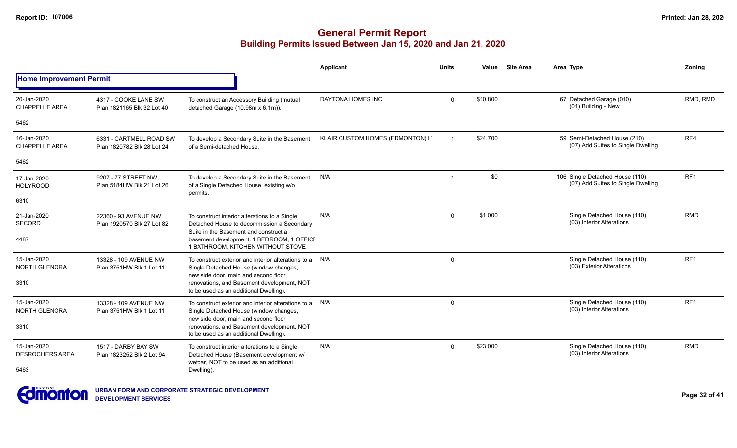# General Permit Report

## Building Permits Issued Between Jan 15, 2020 and Jan 21, 2020

| | | | Applicant | Units | Value | Site Area | Area Type | Zoning |
|---|---|---|---|---|---|---|---|---|
| **Home Improvement Permit** | | | | | | | | |
| 20-Jan-2020 CHAPPELLE AREA 5462 | 4317 - COOKE LANE SW Plan 1821165 Blk 32 Lot 40 | To construct an Accessory Building (mutual detached Garage (10.98m x 6.1m)). | DAYTONA HOMES INC | 0 | $10,800 | | 67 Detached Garage (010) (01) Building - New | RMD, RMD |
| 16-Jan-2020 CHAPPELLE AREA 5462 | 6331 - CARTMELL ROAD SW Plan 1820782 Blk 28 Lot 24 | To develop a Secondary Suite in the Basement of a Semi-detached House. | KLAIR CUSTOM HOMES (EDMONTON) L' | 1 | $24,700 | | 59 Semi-Detached House (210) (07) Add Suites to Single Dwelling | RF4 |
| 17-Jan-2020 HOLYROOD 6310 | 9207 - 77 STREET NW Plan 5184HW Blk 21 Lot 26 | To develop a Secondary Suite in the Basement of a Single Detached House, existing w/o permits. | N/A | 1 | $0 | | 106 Single Detached House (110) (07) Add Suites to Single Dwelling | RF1 |
| 21-Jan-2020 SECORD 4487 | 22360 - 93 AVENUE NW Plan 1920570 Blk 27 Lot 82 | To construct interior alterations to a Single Detached House to decommission a Secondary Suite in the Basement and construct a basement development. 1 BEDROOM, 1 OFFICE 1 BATHROOM, KITCHEN WITHOUT STOVE | N/A | 0 | $1,000 | | Single Detached House (110) (03) Interior Alterations | RMD |
| 15-Jan-2020 NORTH GLENORA 3310 | 13328 - 109 AVENUE NW Plan 3751HW Blk 1 Lot 11 | To construct exterior and interior alterations to a Single Detached House (window changes, new side door, main and second floor renovations, and Basement development, NOT to be used as an additional Dwelling). | N/A | 0 | | | Single Detached House (110) (03) Exterior Alterations | RF1 |
| 15-Jan-2020 NORTH GLENORA 3310 | 13328 - 109 AVENUE NW Plan 3751HW Blk 1 Lot 11 | To construct exterior and interior alterations to a Single Detached House (window changes, new side door, main and second floor renovations, and Basement development, NOT to be used as an additional Dwelling). | N/A | 0 | | | Single Detached House (110) (03) Interior Alterations | RF1 |
| 15-Jan-2020 DESROCHERS AREA 5463 | 1517 - DARBY BAY SW Plan 1823252 Blk 2 Lot 94 | To construct interior alterations to a Single Detached House (Basement development w/ wetbar, NOT to be used as an additional Dwelling). | N/A | 0 | $23,000 | | Single Detached House (110) (03) Interior Alterations | RMD |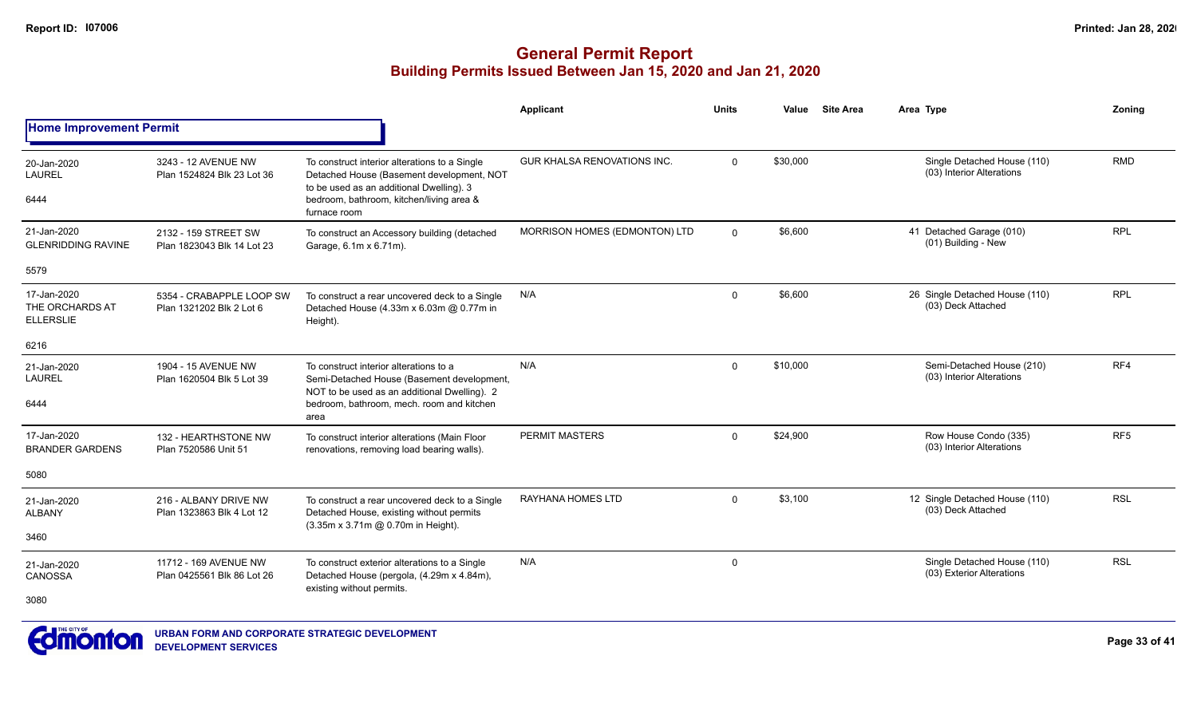# General Permit Report

## Building Permits Issued Between Jan 15, 2020 and Jan 21, 2020

### Home Improvement Permit

| Date / Neighbourhood | Address / Legal | Description | Applicant | Units | Value | Site Area | Area | Type | Zoning |
|---|---|---|---|---|---|---|---|---|---|
| 20-Jan-2020 LAUREL 6444 | 3243 - 12 AVENUE NW Plan 1524824 Blk 23 Lot 36 | To construct interior alterations to a Single Detached House (Basement development, NOT to be used as an additional Dwelling). 3 bedroom, bathroom, kitchen/living area & furnace room | GUR KHALSA RENOVATIONS INC. | 0 | $30,000 | | | Single Detached House (110) (03) Interior Alterations | RMD |
| 21-Jan-2020 GLENRIDDING RAVINE 5579 | 2132 - 159 STREET SW Plan 1823043 Blk 14 Lot 23 | To construct an Accessory building (detached Garage, 6.1m x 6.71m). | MORRISON HOMES (EDMONTON) LTD | 0 | $6,600 | | 41 | Detached Garage (010) (01) Building - New | RPL |
| 17-Jan-2020 THE ORCHARDS AT ELLERSLIE 6216 | 5354 - CRABAPPLE LOOP SW Plan 1321202 Blk 2 Lot 6 | To construct a rear uncovered deck to a Single Detached House (4.33m x 6.03m @ 0.77m in Height). | N/A | 0 | $6,600 | | 26 | Single Detached House (110) (03) Deck Attached | RPL |
| 21-Jan-2020 LAUREL 6444 | 1904 - 15 AVENUE NW Plan 1620504 Blk 5 Lot 39 | To construct interior alterations to a Semi-Detached House (Basement development, NOT to be used as an additional Dwelling). 2 bedroom, bathroom, mech. room and kitchen area | N/A | 0 | $10,000 | | | Semi-Detached House (210) (03) Interior Alterations | RF4 |
| 17-Jan-2020 BRANDER GARDENS 5080 | 132 - HEARTHSTONE NW Plan 7520586 Unit 51 | To construct interior alterations (Main Floor renovations, removing load bearing walls). | PERMIT MASTERS | 0 | $24,900 | | | Row House Condo (335) (03) Interior Alterations | RF5 |
| 21-Jan-2020 ALBANY 3460 | 216 - ALBANY DRIVE NW Plan 1323863 Blk 4 Lot 12 | To construct a rear uncovered deck to a Single Detached House, existing without permits (3.35m x 3.71m @ 0.70m in Height). | RAYHANA HOMES LTD | 0 | $3,100 | | 12 | Single Detached House (110) (03) Deck Attached | RSL |
| 21-Jan-2020 CANOSSA 3080 | 11712 - 169 AVENUE NW Plan 0425561 Blk 86 Lot 26 | To construct exterior alterations to a Single Detached House (pergola, (4.29m x 4.84m), existing without permits. | N/A | 0 | | | | Single Detached House (110) (03) Exterior Alterations | RSL |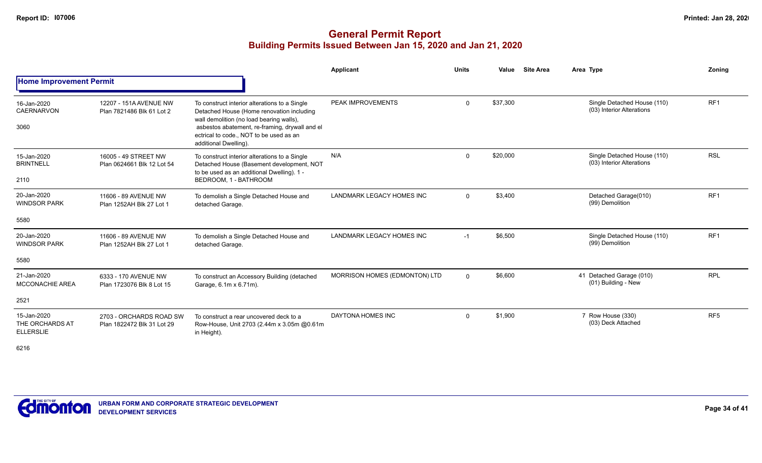# General Permit Report
## Building Permits Issued Between Jan 15, 2020 and Jan 21, 2020

| | | | Applicant | Units | Value | Site Area | Area Type | Zoning |
|---|---|---|---|---|---|---|---|---|
| **Home Improvement Permit** | | | | | | | | |
| 16-Jan-2020 CAERNARVON 3060 | 12207 - 151A AVENUE NW Plan 7821486 Blk 61 Lot 2 | To construct interior alterations to a Single Detached House (Home renovation including wall demolition (no load bearing walls), asbestos abatement, re-framing, drywall and el ectrical to code., NOT to be used as an additional Dwelling). | PEAK IMPROVEMENTS | 0 | $37,300 | | Single Detached House (110) (03) Interior Alterations | RF1 |
| 15-Jan-2020 BRINTNELL 2110 | 16005 - 49 STREET NW Plan 0624661 Blk 12 Lot 54 | To construct interior alterations to a Single Detached House (Basement development, NOT to be used as an additional Dwelling). 1 - BEDROOM, 1 - BATHROOM | N/A | 0 | $20,000 | | Single Detached House (110) (03) Interior Alterations | RSL |
| 20-Jan-2020 WINDSOR PARK 5580 | 11606 - 89 AVENUE NW Plan 1252AH Blk 27 Lot 1 | To demolish a Single Detached House and detached Garage. | LANDMARK LEGACY HOMES INC | 0 | $3,400 | | Detached Garage(010) (99) Demolition | RF1 |
| 20-Jan-2020 WINDSOR PARK 5580 | 11606 - 89 AVENUE NW Plan 1252AH Blk 27 Lot 1 | To demolish a Single Detached House and detached Garage. | LANDMARK LEGACY HOMES INC | -1 | $6,500 | | Single Detached House (110) (99) Demolition | RF1 |
| 21-Jan-2020 MCCONACHIE AREA 2521 | 6333 - 170 AVENUE NW Plan 1723076 Blk 8 Lot 15 | To construct an Accessory Building (detached Garage, 6.1m x 6.71m). | MORRISON HOMES (EDMONTON) LTD | 0 | $6,600 | | 41 Detached Garage (010) (01) Building - New | RPL |
| 15-Jan-2020 THE ORCHARDS AT ELLERSLIE 6216 | 2703 - ORCHARDS ROAD SW Plan 1822472 Blk 31 Lot 29 | To construct a rear uncovered deck to a Row-House, Unit 2703 (2.44m x 3.05m @0.61m in Height). | DAYTONA HOMES INC | 0 | $1,900 | | 7 Row House (330) (03) Deck Attached | RF5 |

URBAN FORM AND CORPORATE STRATEGIC DEVELOPMENT
DEVELOPMENT SERVICES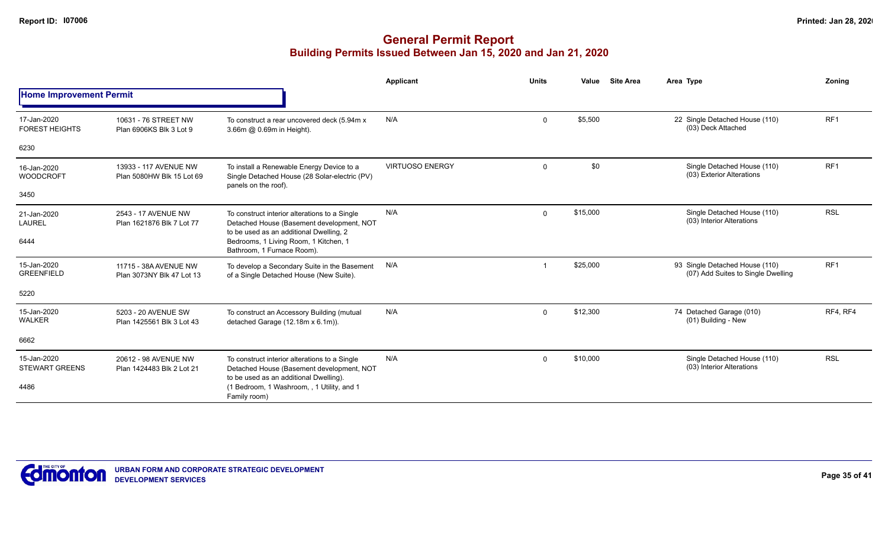# General Permit Report

## Building Permits Issued Between Jan 15, 2020 and Jan 21, 2020

| | | | Applicant | Units | Value | Site Area | Area Type | Zoning |
|---|---|---|---|---|---|---|---|---|
| **Home Improvement Permit** | | | | | | | | |
| 17-Jan-2020 FOREST HEIGHTS 6230 | 10631 - 76 STREET NW Plan 6906KS Blk 3 Lot 9 | To construct a rear uncovered deck (5.94m x 3.66m @ 0.69m in Height). | N/A | 0 | $5,500 | | 22 Single Detached House (110) (03) Deck Attached | RF1 |
| 16-Jan-2020 WOODCROFT 3450 | 13933 - 117 AVENUE NW Plan 5080HW Blk 15 Lot 69 | To install a Renewable Energy Device to a Single Detached House (28 Solar-electric (PV) panels on the roof). | VIRTUOSO ENERGY | 0 | $0 | | Single Detached House (110) (03) Exterior Alterations | RF1 |
| 21-Jan-2020 LAUREL 6444 | 2543 - 17 AVENUE NW Plan 1621876 Blk 7 Lot 77 | To construct interior alterations to a Single Detached House (Basement development, NOT to be used as an additional Dwelling, 2 Bedrooms, 1 Living Room, 1 Kitchen, 1 Bathroom, 1 Furnace Room). | N/A | 0 | $15,000 | | Single Detached House (110) (03) Interior Alterations | RSL |
| 15-Jan-2020 GREENFIELD 5220 | 11715 - 38A AVENUE NW Plan 3073NY Blk 47 Lot 13 | To develop a Secondary Suite in the Basement of a Single Detached House (New Suite). | N/A | 1 | $25,000 | | 93 Single Detached House (110) (07) Add Suites to Single Dwelling | RF1 |
| 15-Jan-2020 WALKER 6662 | 5203 - 20 AVENUE SW Plan 1425561 Blk 3 Lot 43 | To construct an Accessory Building (mutual detached Garage (12.18m x 6.1m)). | N/A | 0 | $12,300 | | 74 Detached Garage (010) (01) Building - New | RF4, RF4 |
| 15-Jan-2020 STEWART GREENS 4486 | 20612 - 98 AVENUE NW Plan 1424483 Blk 2 Lot 21 | To construct interior alterations to a Single Detached House (Basement development, NOT to be used as an additional Dwelling). (1 Bedroom, 1 Washroom, , 1 Utility, and 1 Family room) | N/A | 0 | $10,000 | | Single Detached House (110) (03) Interior Alterations | RSL |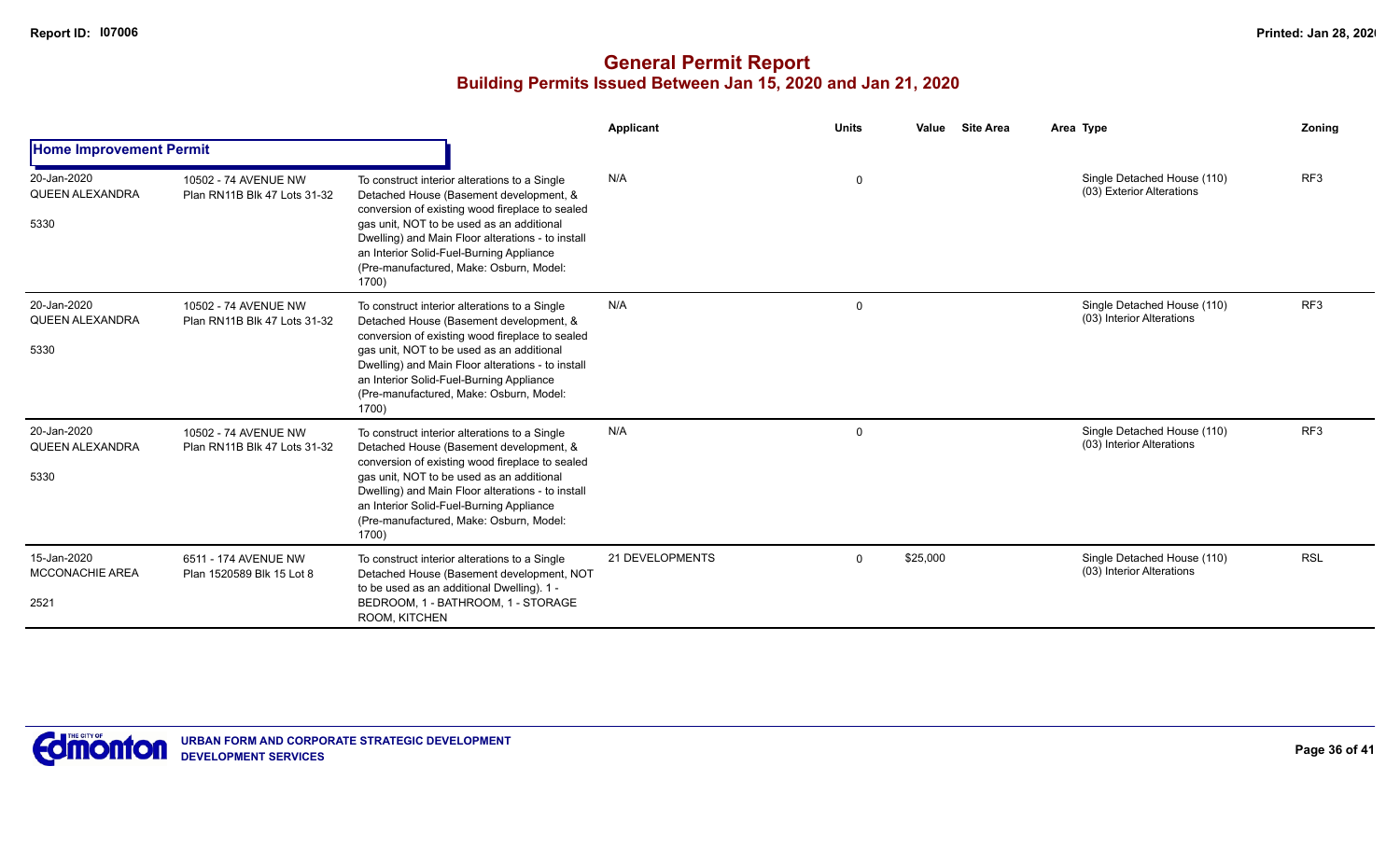# General Permit Report
## Building Permits Issued Between Jan 15, 2020 and Jan 21, 2020

| | | | Applicant | Units | Value | Site Area | Area Type | Zoning |
|---|---|---|---|---|---|---|---|---|
| **Home Improvement Permit** | | | | | | | | |
| 20-Jan-2020 QUEEN ALEXANDRA 5330 | 10502 - 74 AVENUE NW Plan RN11B Blk 47 Lots 31-32 | To construct interior alterations to a Single Detached House (Basement development, & conversion of existing wood fireplace to sealed gas unit, NOT to be used as an additional Dwelling) and Main Floor alterations - to install an Interior Solid-Fuel-Burning Appliance (Pre-manufactured, Make: Osburn, Model: 1700) | N/A | 0 | | | Single Detached House (110) (03) Exterior Alterations | RF3 |
| 20-Jan-2020 QUEEN ALEXANDRA 5330 | 10502 - 74 AVENUE NW Plan RN11B Blk 47 Lots 31-32 | To construct interior alterations to a Single Detached House (Basement development, & conversion of existing wood fireplace to sealed gas unit, NOT to be used as an additional Dwelling) and Main Floor alterations - to install an Interior Solid-Fuel-Burning Appliance (Pre-manufactured, Make: Osburn, Model: 1700) | N/A | 0 | | | Single Detached House (110) (03) Interior Alterations | RF3 |
| 20-Jan-2020 QUEEN ALEXANDRA 5330 | 10502 - 74 AVENUE NW Plan RN11B Blk 47 Lots 31-32 | To construct interior alterations to a Single Detached House (Basement development, & conversion of existing wood fireplace to sealed gas unit, NOT to be used as an additional Dwelling) and Main Floor alterations - to install an Interior Solid-Fuel-Burning Appliance (Pre-manufactured, Make: Osburn, Model: 1700) | N/A | 0 | | | Single Detached House (110) (03) Interior Alterations | RF3 |
| 15-Jan-2020 MCCONACHIE AREA 2521 | 6511 - 174 AVENUE NW Plan 1520589 Blk 15 Lot 8 | To construct interior alterations to a Single Detached House (Basement development, NOT to be used as an additional Dwelling). 1 - BEDROOM, 1 - BATHROOM, 1 - STORAGE ROOM, KITCHEN | 21 DEVELOPMENTS | 0 | $25,000 | | Single Detached House (110) (03) Interior Alterations | RSL |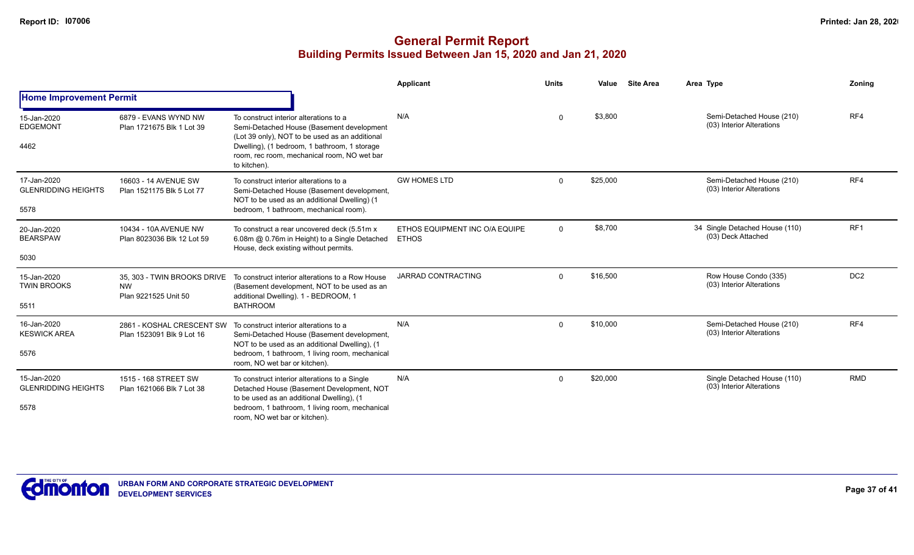# General Permit Report
## Building Permits Issued Between Jan 15, 2020 and Jan 21, 2020

| | | | Applicant | Units | Value | Site Area | Area Type | Zoning |
|---|---|---|---|---|---|---|---|---|
| **Home Improvement Permit** | | | | | | | | |
| 15-Jan-2020<br>EDGEMONT<br>4462 | 6879 - EVANS WYND NW<br>Plan 1721675 Blk 1 Lot 39 | To construct interior alterations to a Semi-Detached House (Basement development (Lot 39 only), NOT to be used as an additional Dwelling), (1 bedroom, 1 bathroom, 1 storage room, rec room, mechanical room, NO wet bar to kitchen). | N/A | 0 | $3,800 | | Semi-Detached House (210)<br>(03) Interior Alterations | RF4 |
| 17-Jan-2020<br>GLENRIDDING HEIGHTS<br>5578 | 16603 - 14 AVENUE SW<br>Plan 1521175 Blk 5 Lot 77 | To construct interior alterations to a Semi-Detached House (Basement development, NOT to be used as an additional Dwelling) (1 bedroom, 1 bathroom, mechanical room). | GW HOMES LTD | 0 | $25,000 | | Semi-Detached House (210)<br>(03) Interior Alterations | RF4 |
| 20-Jan-2020<br>BEARSPAW<br>5030 | 10434 - 10A AVENUE NW<br>Plan 8023036 Blk 12 Lot 59 | To construct a rear uncovered deck (5.51m x 6.08m @ 0.76m in Height) to a Single Detached House, deck existing without permits. | ETHOS EQUIPMENT INC O/A EQUIPE ETHOS | 0 | $8,700 | | 34 Single Detached House (110)<br>(03) Deck Attached | RF1 |
| 15-Jan-2020<br>TWIN BROOKS<br>5511 | 35, 303 - TWIN BROOKS DRIVE NW<br>Plan 9221525 Unit 50 | To construct interior alterations to a Row House (Basement development, NOT to be used as an additional Dwelling). 1 - BEDROOM, 1 BATHROOM | JARRAD CONTRACTING | 0 | $16,500 | | Row House Condo (335)<br>(03) Interior Alterations | DC2 |
| 16-Jan-2020<br>KESWICK AREA<br>5576 | 2861 - KOSHAL CRESCENT SW<br>Plan 1523091 Blk 9 Lot 16 | To construct interior alterations to a Semi-Detached House (Basement development, NOT to be used as an additional Dwelling), (1 bedroom, 1 bathroom, 1 living room, mechanical room, NO wet bar or kitchen). | N/A | 0 | $10,000 | | Semi-Detached House (210)<br>(03) Interior Alterations | RF4 |
| 15-Jan-2020<br>GLENRIDDING HEIGHTS<br>5578 | 1515 - 168 STREET SW<br>Plan 1621066 Blk 7 Lot 38 | To construct interior alterations to a Single Detached House (Basement Development, NOT to be used as an additional Dwelling), (1 bedroom, 1 bathroom, 1 living room, mechanical room, NO wet bar or kitchen). | N/A | 0 | $20,000 | | Single Detached House (110)<br>(03) Interior Alterations | RMD |

URBAN FORM AND CORPORATE STRATEGIC DEVELOPMENT
DEVELOPMENT SERVICES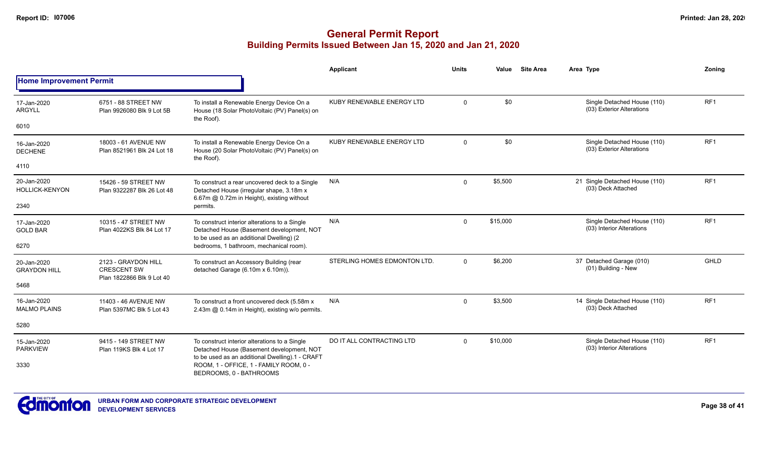# General Permit Report
## Building Permits Issued Between Jan 15, 2020 and Jan 21, 2020

### Home Improvement Permit

| Date / Neighbourhood | Address / Legal | Description | Applicant | Units | Value | Site Area | Area | Type | Zoning |
|---|---|---|---|---|---|---|---|---|---|
| 17-Jan-2020 ARGYLL 6010 | 6751 - 88 STREET NW Plan 9926080 Blk 9 Lot 5B | To install a Renewable Energy Device On a House (18 Solar PhotoVoltaic (PV) Panel(s) on the Roof). | KUBY RENEWABLE ENERGY LTD | 0 | $0 | | | Single Detached House (110) (03) Exterior Alterations | RF1 |
| 16-Jan-2020 DECHENE 4110 | 18003 - 61 AVENUE NW Plan 8521961 Blk 24 Lot 18 | To install a Renewable Energy Device On a House (20 Solar PhotoVoltaic (PV) Panel(s) on the Roof). | KUBY RENEWABLE ENERGY LTD | 0 | $0 | | | Single Detached House (110) (03) Exterior Alterations | RF1 |
| 20-Jan-2020 HOLLICK-KENYON 2340 | 15426 - 59 STREET NW Plan 9322287 Blk 26 Lot 48 | To construct a rear uncovered deck to a Single Detached House (irregular shape, 3.18m x 6.67m @ 0.72m in Height), existing without permits. | N/A | 0 | $5,500 | | 21 | Single Detached House (110) (03) Deck Attached | RF1 |
| 17-Jan-2020 GOLD BAR 6270 | 10315 - 47 STREET NW Plan 4022KS Blk 84 Lot 17 | To construct interior alterations to a Single Detached House (Basement development, NOT to be used as an additional Dwelling) (2 bedrooms, 1 bathroom, mechanical room). | N/A | 0 | $15,000 | | | Single Detached House (110) (03) Interior Alterations | RF1 |
| 20-Jan-2020 GRAYDON HILL 5468 | 2123 - GRAYDON HILL CRESCENT SW Plan 1822866 Blk 9 Lot 40 | To construct an Accessory Building (rear detached Garage (6.10m x 6.10m)). | STERLING HOMES EDMONTON LTD. | 0 | $6,200 | | 37 | Detached Garage (010) (01) Building - New | GHLD |
| 16-Jan-2020 MALMO PLAINS 5280 | 11403 - 46 AVENUE NW Plan 5397MC Blk 5 Lot 43 | To construct a front uncovered deck (5.58m x 2.43m @ 0.14m in Height), existing w/o permits. | N/A | 0 | $3,500 | | 14 | Single Detached House (110) (03) Deck Attached | RF1 |
| 15-Jan-2020 PARKVIEW 3330 | 9415 - 149 STREET NW Plan 119KS Blk 4 Lot 17 | To construct interior alterations to a Single Detached House (Basement development, NOT to be used as an additional Dwelling).1 - CRAFT ROOM, 1 - OFFICE, 1 - FAMILY ROOM, 0 - BEDROOMS, 0 - BATHROOMS | DO IT ALL CONTRACTING LTD | 0 | $10,000 | | | Single Detached House (110) (03) Interior Alterations | RF1 |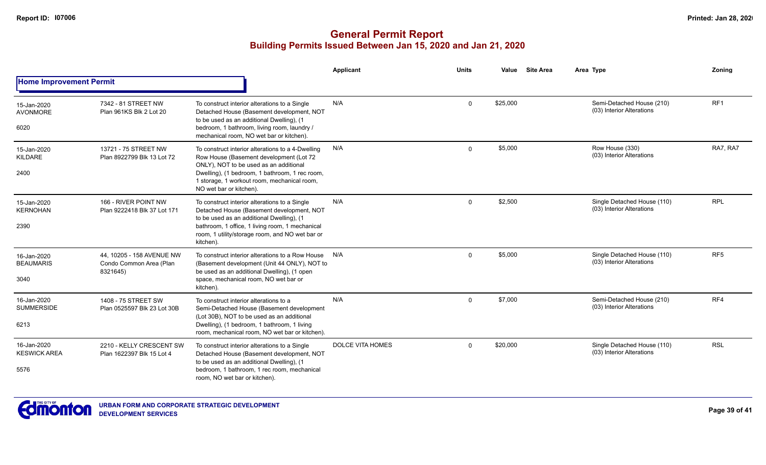# General Permit Report
## Building Permits Issued Between Jan 15, 2020 and Jan 21, 2020

**Home Improvement Permit**

| Date / Neighbourhood | Address / Legal | Description | Applicant | Units | Value | Site Area | Area Type | Zoning |
|---|---|---|---|---|---|---|---|---|
| 15-Jan-2020 AVONMORE 6020 | 7342 - 81 STREET NW Plan 961KS Blk 2 Lot 20 | To construct interior alterations to a Single Detached House (Basement development, NOT to be used as an additional Dwelling), (1 bedroom, 1 bathroom, living room, laundry / mechanical room, NO wet bar or kitchen). | N/A | 0 | $25,000 | | Semi-Detached House (210) (03) Interior Alterations | RF1 |
| 15-Jan-2020 KILDARE 2400 | 13721 - 75 STREET NW Plan 8922799 Blk 13 Lot 72 | To construct interior alterations to a 4-Dwelling Row House (Basement development (Lot 72 ONLY), NOT to be used as an additional Dwelling), (1 bedroom, 1 bathroom, 1 rec room, 1 storage, 1 workout room, mechanical room, NO wet bar or kitchen). | N/A | 0 | $5,000 | | Row House (330) (03) Interior Alterations | RA7, RA7 |
| 15-Jan-2020 KERNOHAN 2390 | 166 - RIVER POINT NW Plan 9222418 Blk 37 Lot 171 | To construct interior alterations to a Single Detached House (Basement development, NOT to be used as an additional Dwelling), (1 bathroom, 1 office, 1 living room, 1 mechanical room, 1 utility/storage room, and NO wet bar or kitchen). | N/A | 0 | $2,500 | | Single Detached House (110) (03) Interior Alterations | RPL |
| 16-Jan-2020 BEAUMARIS 3040 | 44, 10205 - 158 AVENUE NW Condo Common Area (Plan 8321645) | To construct interior alterations to a Row House (Basement development (Unit 44 ONLY), NOT to be used as an additional Dwelling), (1 open space, mechanical room, NO wet bar or kitchen). | N/A | 0 | $5,000 | | Single Detached House (110) (03) Interior Alterations | RF5 |
| 16-Jan-2020 SUMMERSIDE 6213 | 1408 - 75 STREET SW Plan 0525597 Blk 23 Lot 30B | To construct interior alterations to a Semi-Detached House (Basement development (Lot 30B), NOT to be used as an additional Dwelling), (1 bedroom, 1 bathroom, 1 living room, mechanical room, NO wet bar or kitchen). | N/A | 0 | $7,000 | | Semi-Detached House (210) (03) Interior Alterations | RF4 |
| 16-Jan-2020 KESWICK AREA 5576 | 2210 - KELLY CRESCENT SW Plan 1622397 Blk 15 Lot 4 | To construct interior alterations to a Single Detached House (Basement development, NOT to be used as an additional Dwelling), (1 bedroom, 1 bathroom, 1 rec room, mechanical room, NO wet bar or kitchen). | DOLCE VITA HOMES | 0 | $20,000 | | Single Detached House (110) (03) Interior Alterations | RSL |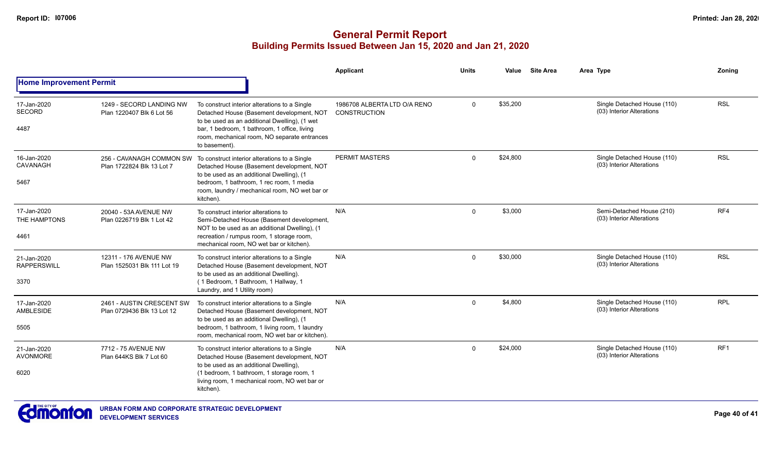# General Permit Report

## Building Permits Issued Between Jan 15, 2020 and Jan 21, 2020

### Home Improvement Permit

| Date / Neighbourhood / No. | Address / Legal | Description | Applicant | Units | Value | Site Area | Area Type | Zoning |
|---|---|---|---|---|---|---|---|---|
| 17-Jan-2020 SECORD 4487 | 1249 - SECORD LANDING NW Plan 1220407 Blk 6 Lot 56 | To construct interior alterations to a Single Detached House (Basement development, NOT to be used as an additional Dwelling), (1 wet bar, 1 bedroom, 1 bathroom, 1 office, living room, mechanical room, NO separate entrances to basement). | 1986708 ALBERTA LTD O/A RENO CONSTRUCTION | 0 | $35,200 | | Single Detached House (110) (03) Interior Alterations | RSL |
| 16-Jan-2020 CAVANAGH 5467 | 256 - CAVANAGH COMMON SW Plan 1722824 Blk 13 Lot 7 | To construct interior alterations to a Single Detached House (Basement development, NOT to be used as an additional Dwelling), (1 bedroom, 1 bathroom, 1 rec room, 1 media room, laundry / mechanical room, NO wet bar or kitchen). | PERMIT MASTERS | 0 | $24,800 | | Single Detached House (110) (03) Interior Alterations | RSL |
| 17-Jan-2020 THE HAMPTONS 4461 | 20040 - 53A AVENUE NW Plan 0226719 Blk 1 Lot 42 | To construct interior alterations to Semi-Detached House (Basement development, NOT to be used as an additional Dwelling), (1 recreation / rumpus room, 1 storage room, mechanical room, NO wet bar or kitchen). | N/A | 0 | $3,000 | | Semi-Detached House (210) (03) Interior Alterations | RF4 |
| 21-Jan-2020 RAPPERSWILL 3370 | 12311 - 176 AVENUE NW Plan 1525031 Blk 111 Lot 19 | To construct interior alterations to a Single Detached House (Basement development, NOT to be used as an additional Dwelling). (1 Bedroom, 1 Bathroom, 1 Hallway, 1 Laundry, and 1 Utility room) | N/A | 0 | $30,000 | | Single Detached House (110) (03) Interior Alterations | RSL |
| 17-Jan-2020 AMBLESIDE 5505 | 2461 - AUSTIN CRESCENT SW Plan 0729436 Blk 13 Lot 12 | To construct interior alterations to a Single Detached House (Basement development, NOT to be used as an additional Dwelling), (1 bedroom, 1 bathroom, 1 living room, 1 laundry room, mechanical room, NO wet bar or kitchen). | N/A | 0 | $4,800 | | Single Detached House (110) (03) Interior Alterations | RPL |
| 21-Jan-2020 AVONMORE 6020 | 7712 - 75 AVENUE NW Plan 644KS Blk 7 Lot 60 | To construct interior alterations to a Single Detached House (Basement development, NOT to be used as an additional Dwelling), (1 bedroom, 1 bathroom, 1 storage room, 1 living room, 1 mechanical room, NO wet bar or kitchen). | N/A | 0 | $24,000 | | Single Detached House (110) (03) Interior Alterations | RF1 |

URBAN FORM AND CORPORATE STRATEGIC DEVELOPMENT
DEVELOPMENT SERVICES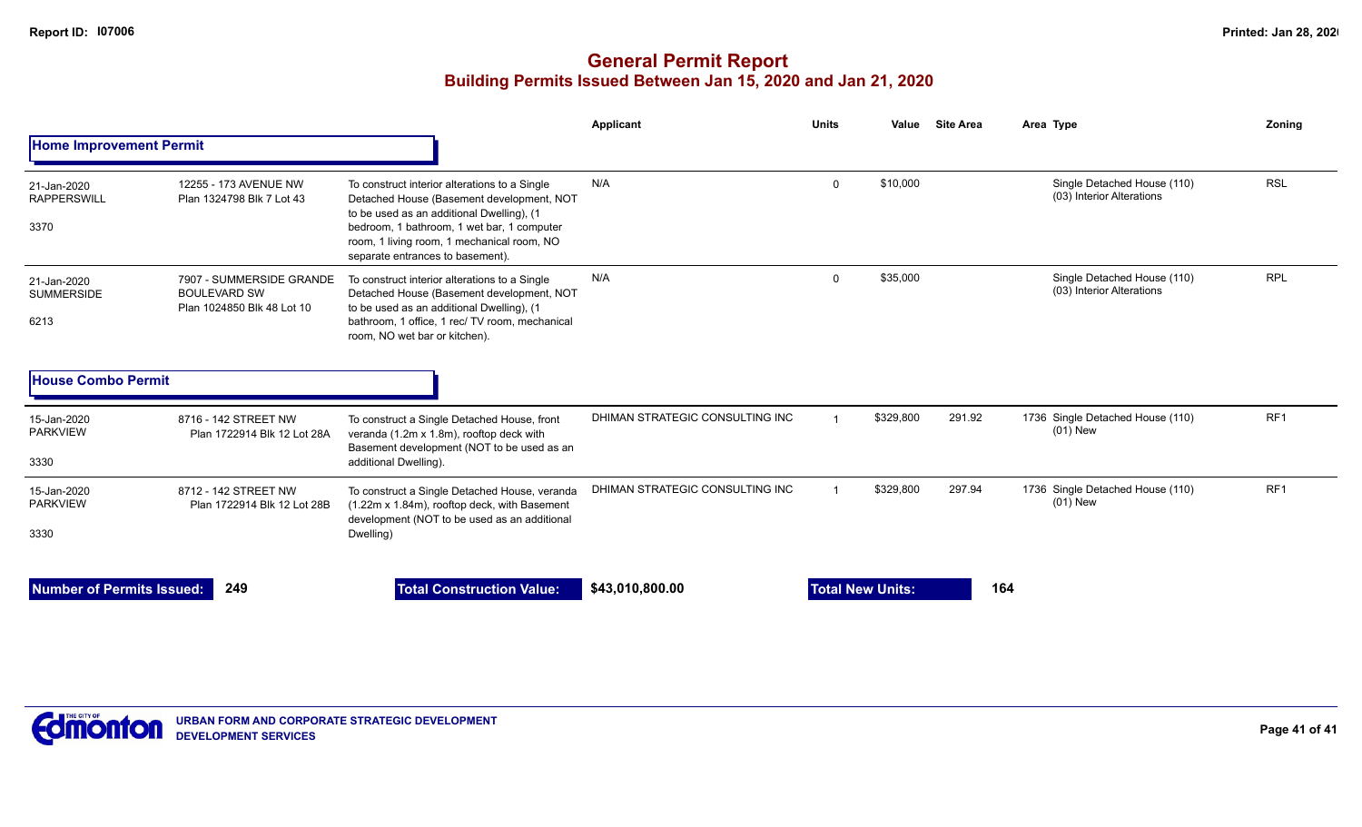# General Permit Report

## Building Permits Issued Between Jan 15, 2020 and Jan 21, 2020

### Home Improvement Permit

| Date / Neighbourhood | Address / Legal | Description | Applicant | Units | Value | Site Area | Area | Type | Zoning |
|---|---|---|---|---|---|---|---|---|---|
| 21-Jan-2020 RAPPERSWILL 3370 | 12255 - 173 AVENUE NW Plan 1324798 Blk 7 Lot 43 | To construct interior alterations to a Single Detached House (Basement development, NOT to be used as an additional Dwelling), (1 bedroom, 1 bathroom, 1 wet bar, 1 computer room, 1 living room, 1 mechanical room, NO separate entrances to basement). | N/A | 0 | $10,000 | | | Single Detached House (110) (03) Interior Alterations | RSL |
| 21-Jan-2020 SUMMERSIDE 6213 | 7907 - SUMMERSIDE GRANDE BOULEVARD SW Plan 1024850 Blk 48 Lot 10 | To construct interior alterations to a Single Detached House (Basement development, NOT to be used as an additional Dwelling), (1 bathroom, 1 office, 1 rec/ TV room, mechanical room, NO wet bar or kitchen). | N/A | 0 | $35,000 | | | Single Detached House (110) (03) Interior Alterations | RPL |

### House Combo Permit

| Date / Neighbourhood | Address / Legal | Description | Applicant | Units | Value | Site Area | Area | Type | Zoning |
|---|---|---|---|---|---|---|---|---|---|
| 15-Jan-2020 PARKVIEW 3330 | 8716 - 142 STREET NW Plan 1722914 Blk 12 Lot 28A | To construct a Single Detached House, front veranda (1.2m x 1.8m), rooftop deck with Basement development (NOT to be used as an additional Dwelling). | DHIMAN STRATEGIC CONSULTING INC | 1 | $329,800 | 291.92 | 1736 | Single Detached House (110) (01) New | RF1 |
| 15-Jan-2020 PARKVIEW 3330 | 8712 - 142 STREET NW Plan 1722914 Blk 12 Lot 28B | To construct a Single Detached House, veranda (1.22m x 1.84m), rooftop deck, with Basement development (NOT to be used as an additional Dwelling) | DHIMAN STRATEGIC CONSULTING INC | 1 | $329,800 | 297.94 | 1736 | Single Detached House (110) (01) New | RF1 |

**Number of Permits Issued:** 249 **Total Construction Value:** $43,010,800.00 **Total New Units:** 164

URBAN FORM AND CORPORATE STRATEGIC DEVELOPMENT
DEVELOPMENT SERVICES